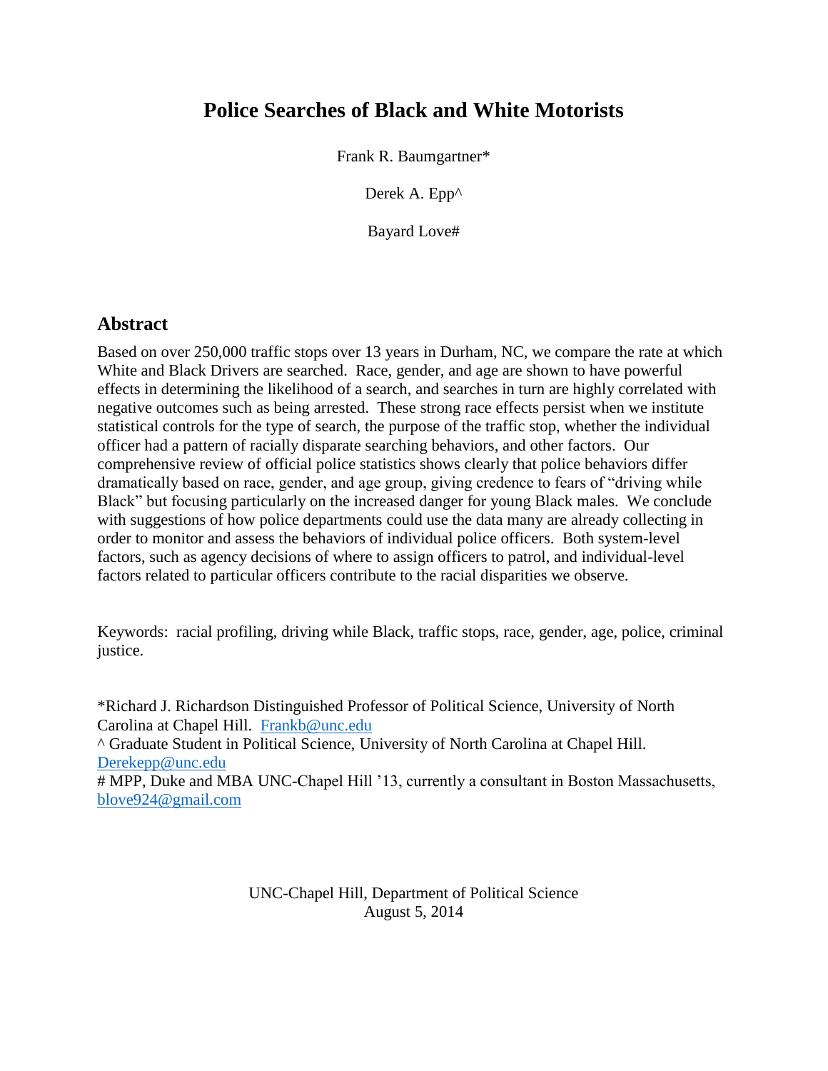# Police Searches of Black and White Motorists

Frank R. Baumgartner*

Derek A. Epp^

Bayard Love#

## Abstract

Based on over 250,000 traffic stops over 13 years in Durham, NC, we compare the rate at which White and Black Drivers are searched. Race, gender, and age are shown to have powerful effects in determining the likelihood of a search, and searches in turn are highly correlated with negative outcomes such as being arrested. These strong race effects persist when we institute statistical controls for the type of search, the purpose of the traffic stop, whether the individual officer had a pattern of racially disparate searching behaviors, and other factors. Our comprehensive review of official police statistics shows clearly that police behaviors differ dramatically based on race, gender, and age group, giving credence to fears of "driving while Black" but focusing particularly on the increased danger for young Black males. We conclude with suggestions of how police departments could use the data many are already collecting in order to monitor and assess the behaviors of individual police officers. Both system-level factors, such as agency decisions of where to assign officers to patrol, and individual-level factors related to particular officers contribute to the racial disparities we observe.

Keywords: racial profiling, driving while Black, traffic stops, race, gender, age, police, criminal justice.

*Richard J. Richardson Distinguished Professor of Political Science, University of North Carolina at Chapel Hill. Frankb@unc.edu

^ Graduate Student in Political Science, University of North Carolina at Chapel Hill. Derekepp@unc.edu

# MPP, Duke and MBA UNC-Chapel Hill '13, currently a consultant in Boston Massachusetts, blove924@gmail.com

UNC-Chapel Hill, Department of Political Science
August 5, 2014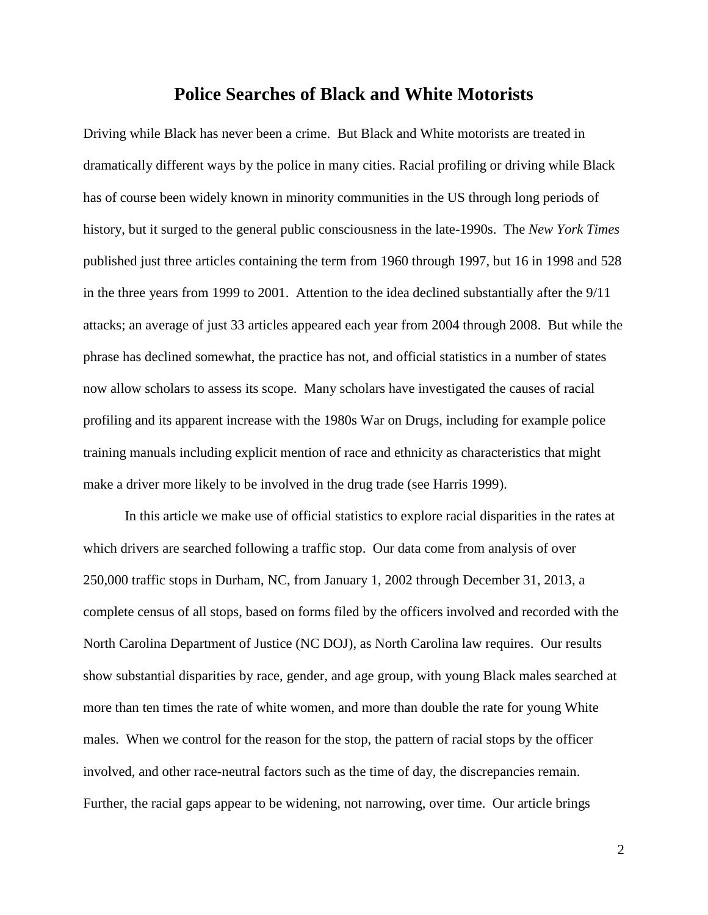# Police Searches of Black and White Motorists

Driving while Black has never been a crime. But Black and White motorists are treated in dramatically different ways by the police in many cities. Racial profiling or driving while Black has of course been widely known in minority communities in the US through long periods of history, but it surged to the general public consciousness in the late-1990s. The *New York Times* published just three articles containing the term from 1960 through 1997, but 16 in 1998 and 528 in the three years from 1999 to 2001. Attention to the idea declined substantially after the 9/11 attacks; an average of just 33 articles appeared each year from 2004 through 2008. But while the phrase has declined somewhat, the practice has not, and official statistics in a number of states now allow scholars to assess its scope. Many scholars have investigated the causes of racial profiling and its apparent increase with the 1980s War on Drugs, including for example police training manuals including explicit mention of race and ethnicity as characteristics that might make a driver more likely to be involved in the drug trade (see Harris 1999).

In this article we make use of official statistics to explore racial disparities in the rates at which drivers are searched following a traffic stop. Our data come from analysis of over 250,000 traffic stops in Durham, NC, from January 1, 2002 through December 31, 2013, a complete census of all stops, based on forms filed by the officers involved and recorded with the North Carolina Department of Justice (NC DOJ), as North Carolina law requires. Our results show substantial disparities by race, gender, and age group, with young Black males searched at more than ten times the rate of white women, and more than double the rate for young White males. When we control for the reason for the stop, the pattern of racial stops by the officer involved, and other race-neutral factors such as the time of day, the discrepancies remain. Further, the racial gaps appear to be widening, not narrowing, over time. Our article brings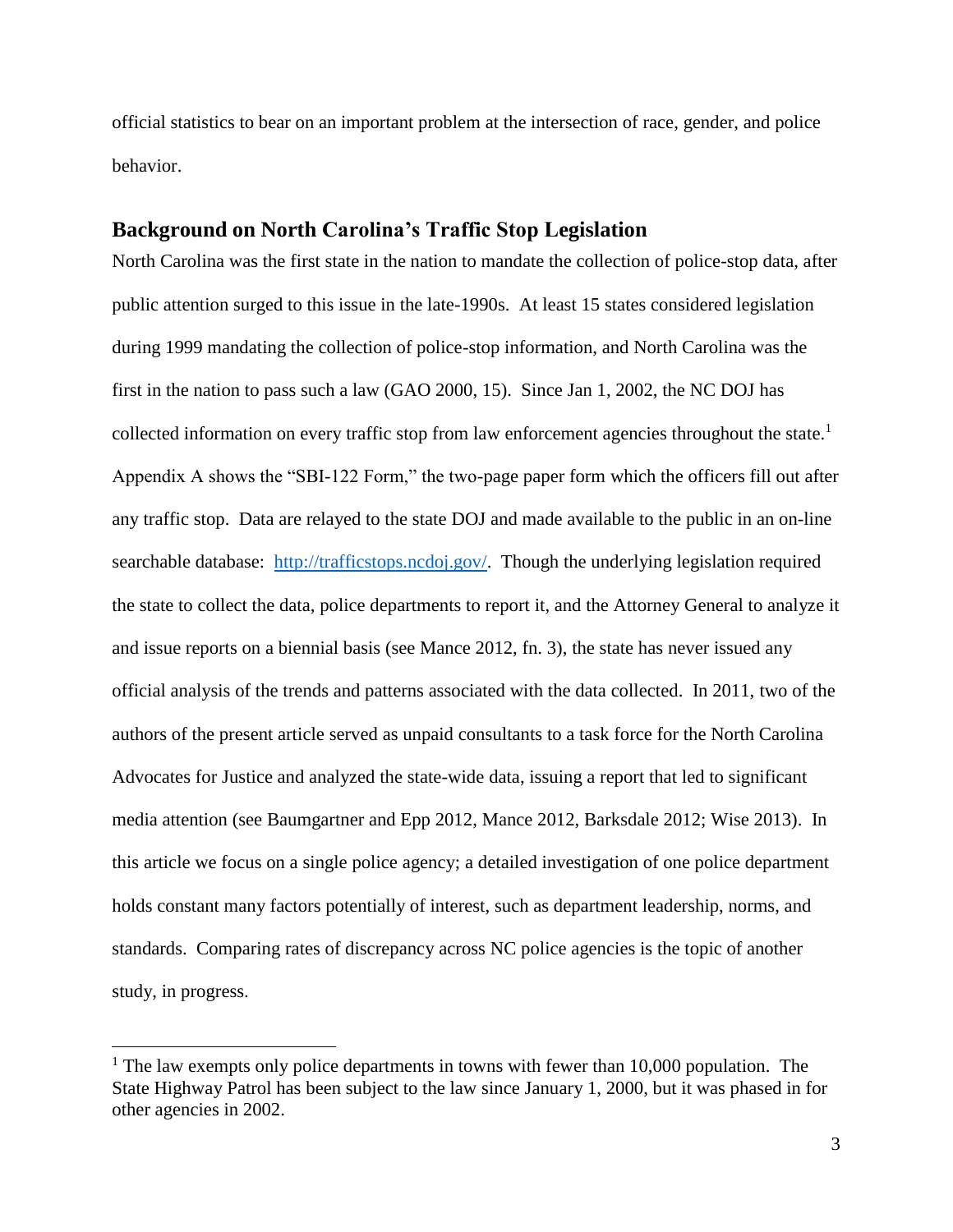official statistics to bear on an important problem at the intersection of race, gender, and police behavior.

## Background on North Carolina's Traffic Stop Legislation

North Carolina was the first state in the nation to mandate the collection of police-stop data, after public attention surged to this issue in the late-1990s. At least 15 states considered legislation during 1999 mandating the collection of police-stop information, and North Carolina was the first in the nation to pass such a law (GAO 2000, 15). Since Jan 1, 2002, the NC DOJ has collected information on every traffic stop from law enforcement agencies throughout the state.[1] Appendix A shows the "SBI-122 Form," the two-page paper form which the officers fill out after any traffic stop. Data are relayed to the state DOJ and made available to the public in an on-line searchable database: http://trafficstops.ncdoj.gov/. Though the underlying legislation required the state to collect the data, police departments to report it, and the Attorney General to analyze it and issue reports on a biennial basis (see Mance 2012, fn. 3), the state has never issued any official analysis of the trends and patterns associated with the data collected. In 2011, two of the authors of the present article served as unpaid consultants to a task force for the North Carolina Advocates for Justice and analyzed the state-wide data, issuing a report that led to significant media attention (see Baumgartner and Epp 2012, Mance 2012, Barksdale 2012; Wise 2013). In this article we focus on a single police agency; a detailed investigation of one police department holds constant many factors potentially of interest, such as department leadership, norms, and standards. Comparing rates of discrepancy across NC police agencies is the topic of another study, in progress.

[1] The law exempts only police departments in towns with fewer than 10,000 population. The State Highway Patrol has been subject to the law since January 1, 2000, but it was phased in for other agencies in 2002.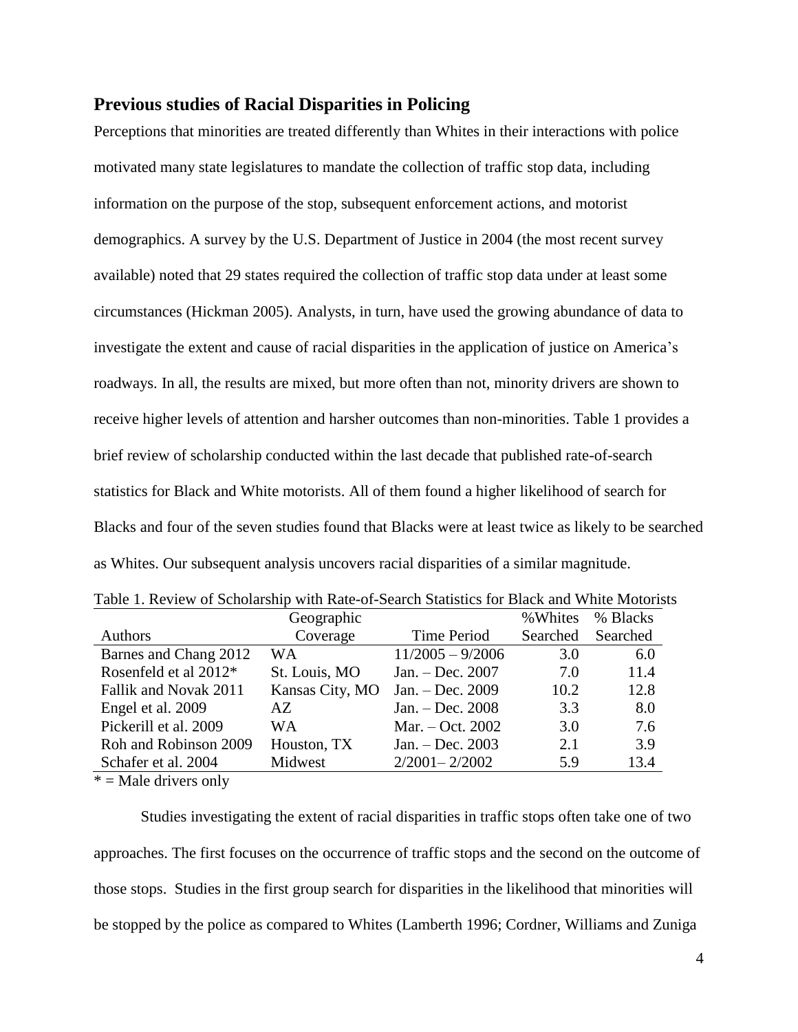## Previous studies of Racial Disparities in Policing

Perceptions that minorities are treated differently than Whites in their interactions with police motivated many state legislatures to mandate the collection of traffic stop data, including information on the purpose of the stop, subsequent enforcement actions, and motorist demographics. A survey by the U.S. Department of Justice in 2004 (the most recent survey available) noted that 29 states required the collection of traffic stop data under at least some circumstances (Hickman 2005). Analysts, in turn, have used the growing abundance of data to investigate the extent and cause of racial disparities in the application of justice on America's roadways. In all, the results are mixed, but more often than not, minority drivers are shown to receive higher levels of attention and harsher outcomes than non-minorities. Table 1 provides a brief review of scholarship conducted within the last decade that published rate-of-search statistics for Black and White motorists. All of them found a higher likelihood of search for Blacks and four of the seven studies found that Blacks were at least twice as likely to be searched as Whites. Our subsequent analysis uncovers racial disparities of a similar magnitude.

Table 1. Review of Scholarship with Rate-of-Search Statistics for Black and White Motorists

| Authors | Geographic Coverage | Time Period | %Whites Searched | % Blacks Searched |
|---|---|---|---|---|
| Barnes and Chang 2012 | WA | 11/2005 – 9/2006 | 3.0 | 6.0 |
| Rosenfeld et al 2012* | St. Louis, MO | Jan. – Dec. 2007 | 7.0 | 11.4 |
| Fallik and Novak 2011 | Kansas City, MO | Jan. – Dec. 2009 | 10.2 | 12.8 |
| Engel et al. 2009 | AZ | Jan. – Dec. 2008 | 3.3 | 8.0 |
| Pickerill et al. 2009 | WA | Mar. – Oct. 2002 | 3.0 | 7.6 |
| Roh and Robinson 2009 | Houston, TX | Jan. – Dec. 2003 | 2.1 | 3.9 |
| Schafer et al. 2004 | Midwest | 2/2001– 2/2002 | 5.9 | 13.4 |

* = Male drivers only

Studies investigating the extent of racial disparities in traffic stops often take one of two approaches. The first focuses on the occurrence of traffic stops and the second on the outcome of those stops. Studies in the first group search for disparities in the likelihood that minorities will be stopped by the police as compared to Whites (Lamberth 1996; Cordner, Williams and Zuniga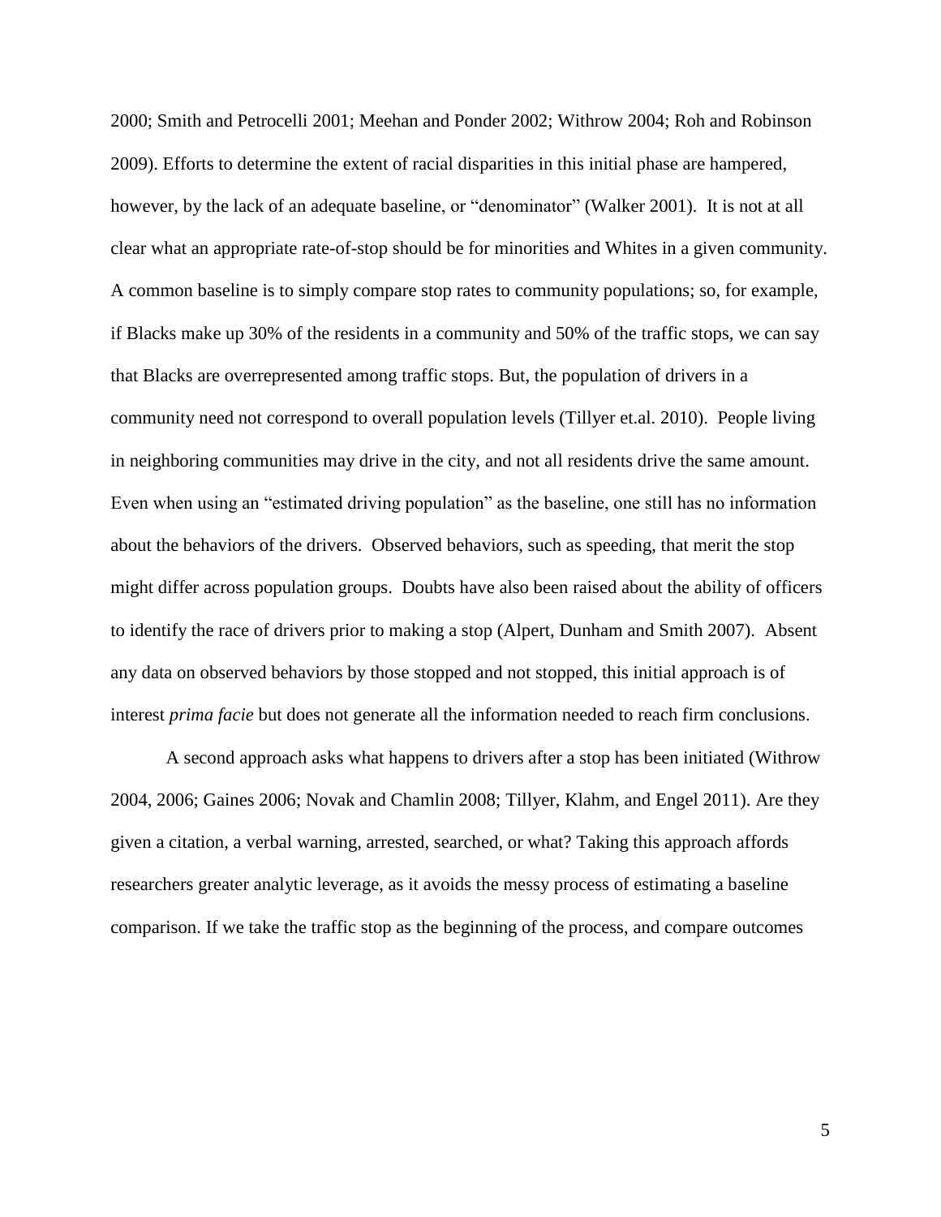2000; Smith and Petrocelli 2001; Meehan and Ponder 2002; Withrow 2004; Roh and Robinson 2009). Efforts to determine the extent of racial disparities in this initial phase are hampered, however, by the lack of an adequate baseline, or "denominator" (Walker 2001). It is not at all clear what an appropriate rate-of-stop should be for minorities and Whites in a given community. A common baseline is to simply compare stop rates to community populations; so, for example, if Blacks make up 30% of the residents in a community and 50% of the traffic stops, we can say that Blacks are overrepresented among traffic stops. But, the population of drivers in a community need not correspond to overall population levels (Tillyer et.al. 2010). People living in neighboring communities may drive in the city, and not all residents drive the same amount. Even when using an "estimated driving population" as the baseline, one still has no information about the behaviors of the drivers. Observed behaviors, such as speeding, that merit the stop might differ across population groups. Doubts have also been raised about the ability of officers to identify the race of drivers prior to making a stop (Alpert, Dunham and Smith 2007). Absent any data on observed behaviors by those stopped and not stopped, this initial approach is of interest *prima facie* but does not generate all the information needed to reach firm conclusions.

A second approach asks what happens to drivers after a stop has been initiated (Withrow 2004, 2006; Gaines 2006; Novak and Chamlin 2008; Tillyer, Klahm, and Engel 2011). Are they given a citation, a verbal warning, arrested, searched, or what? Taking this approach affords researchers greater analytic leverage, as it avoids the messy process of estimating a baseline comparison. If we take the traffic stop as the beginning of the process, and compare outcomes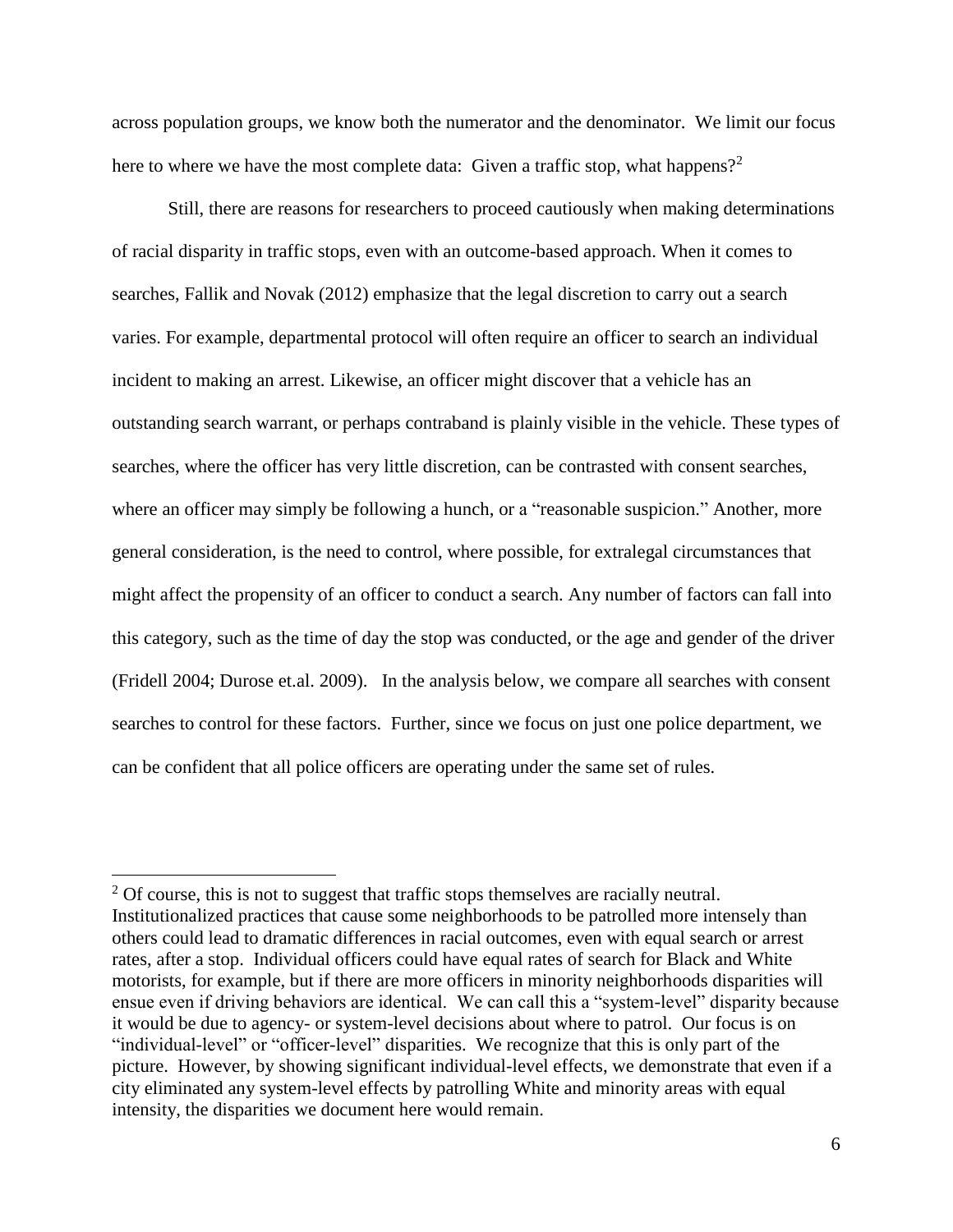across population groups, we know both the numerator and the denominator. We limit our focus here to where we have the most complete data: Given a traffic stop, what happens?[2]

Still, there are reasons for researchers to proceed cautiously when making determinations of racial disparity in traffic stops, even with an outcome-based approach. When it comes to searches, Fallik and Novak (2012) emphasize that the legal discretion to carry out a search varies. For example, departmental protocol will often require an officer to search an individual incident to making an arrest. Likewise, an officer might discover that a vehicle has an outstanding search warrant, or perhaps contraband is plainly visible in the vehicle. These types of searches, where the officer has very little discretion, can be contrasted with consent searches, where an officer may simply be following a hunch, or a "reasonable suspicion." Another, more general consideration, is the need to control, where possible, for extralegal circumstances that might affect the propensity of an officer to conduct a search. Any number of factors can fall into this category, such as the time of day the stop was conducted, or the age and gender of the driver (Fridell 2004; Durose et.al. 2009). In the analysis below, we compare all searches with consent searches to control for these factors. Further, since we focus on just one police department, we can be confident that all police officers are operating under the same set of rules.

[2] Of course, this is not to suggest that traffic stops themselves are racially neutral. Institutionalized practices that cause some neighborhoods to be patrolled more intensely than others could lead to dramatic differences in racial outcomes, even with equal search or arrest rates, after a stop. Individual officers could have equal rates of search for Black and White motorists, for example, but if there are more officers in minority neighborhoods disparities will ensue even if driving behaviors are identical. We can call this a "system-level" disparity because it would be due to agency- or system-level decisions about where to patrol. Our focus is on "individual-level" or "officer-level" disparities. We recognize that this is only part of the picture. However, by showing significant individual-level effects, we demonstrate that even if a city eliminated any system-level effects by patrolling White and minority areas with equal intensity, the disparities we document here would remain.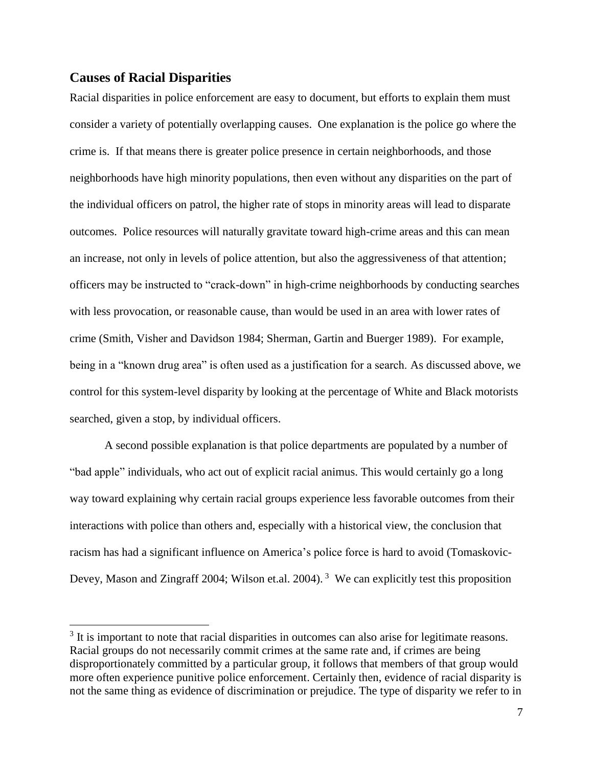## Causes of Racial Disparities

Racial disparities in police enforcement are easy to document, but efforts to explain them must consider a variety of potentially overlapping causes. One explanation is the police go where the crime is. If that means there is greater police presence in certain neighborhoods, and those neighborhoods have high minority populations, then even without any disparities on the part of the individual officers on patrol, the higher rate of stops in minority areas will lead to disparate outcomes. Police resources will naturally gravitate toward high-crime areas and this can mean an increase, not only in levels of police attention, but also the aggressiveness of that attention; officers may be instructed to "crack-down" in high-crime neighborhoods by conducting searches with less provocation, or reasonable cause, than would be used in an area with lower rates of crime (Smith, Visher and Davidson 1984; Sherman, Gartin and Buerger 1989). For example, being in a "known drug area" is often used as a justification for a search. As discussed above, we control for this system-level disparity by looking at the percentage of White and Black motorists searched, given a stop, by individual officers.

A second possible explanation is that police departments are populated by a number of "bad apple" individuals, who act out of explicit racial animus. This would certainly go a long way toward explaining why certain racial groups experience less favorable outcomes from their interactions with police than others and, especially with a historical view, the conclusion that racism has had a significant influence on America's police force is hard to avoid (Tomaskovic-Devey, Mason and Zingraff 2004; Wilson et.al. 2004). [3] We can explicitly test this proposition

[3] It is important to note that racial disparities in outcomes can also arise for legitimate reasons. Racial groups do not necessarily commit crimes at the same rate and, if crimes are being disproportionately committed by a particular group, it follows that members of that group would more often experience punitive police enforcement. Certainly then, evidence of racial disparity is not the same thing as evidence of discrimination or prejudice. The type of disparity we refer to in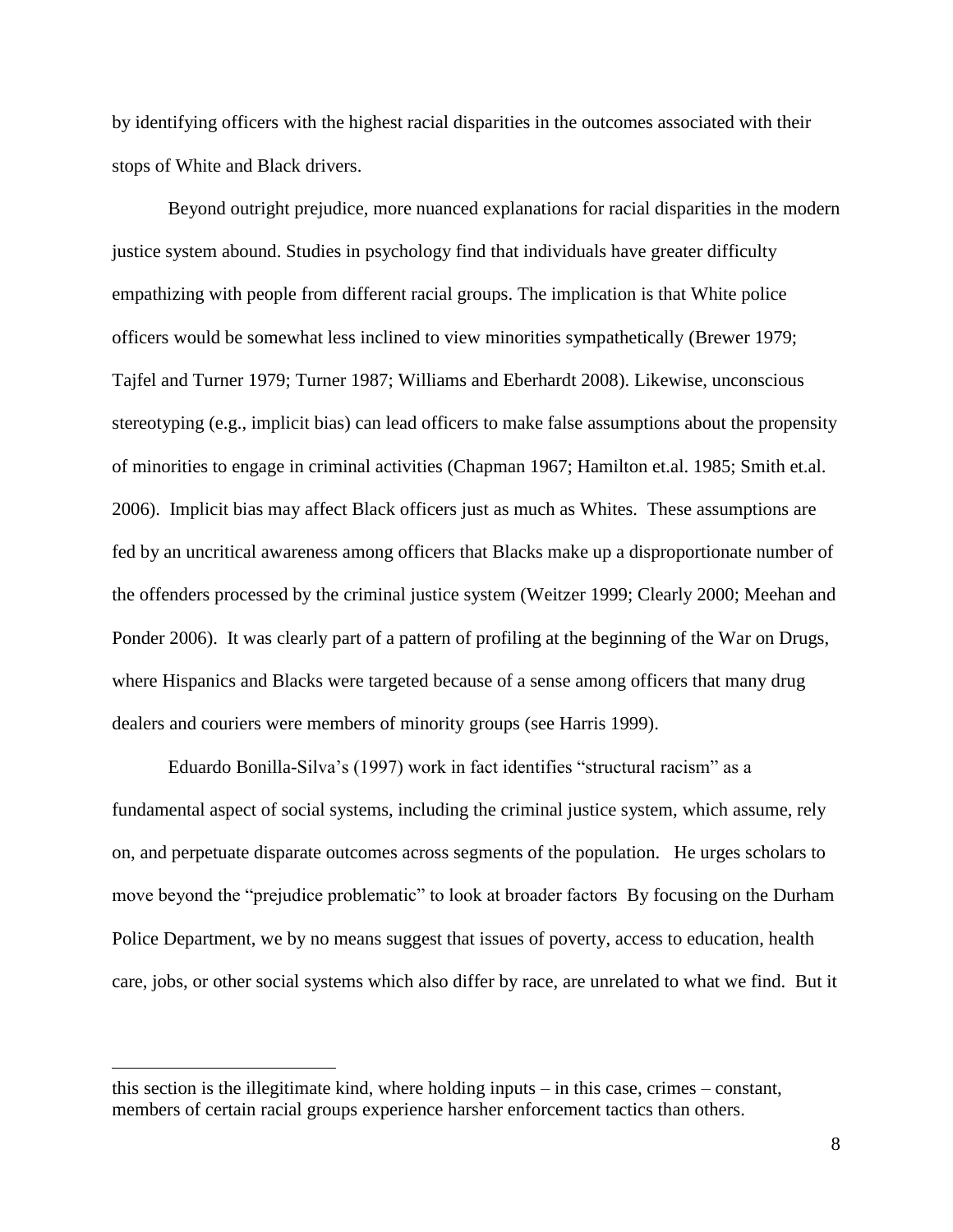by identifying officers with the highest racial disparities in the outcomes associated with their stops of White and Black drivers.

Beyond outright prejudice, more nuanced explanations for racial disparities in the modern justice system abound. Studies in psychology find that individuals have greater difficulty empathizing with people from different racial groups. The implication is that White police officers would be somewhat less inclined to view minorities sympathetically (Brewer 1979; Tajfel and Turner 1979; Turner 1987; Williams and Eberhardt 2008). Likewise, unconscious stereotyping (e.g., implicit bias) can lead officers to make false assumptions about the propensity of minorities to engage in criminal activities (Chapman 1967; Hamilton et.al. 1985; Smith et.al. 2006). Implicit bias may affect Black officers just as much as Whites. These assumptions are fed by an uncritical awareness among officers that Blacks make up a disproportionate number of the offenders processed by the criminal justice system (Weitzer 1999; Clearly 2000; Meehan and Ponder 2006). It was clearly part of a pattern of profiling at the beginning of the War on Drugs, where Hispanics and Blacks were targeted because of a sense among officers that many drug dealers and couriers were members of minority groups (see Harris 1999).

Eduardo Bonilla-Silva's (1997) work in fact identifies "structural racism" as a fundamental aspect of social systems, including the criminal justice system, which assume, rely on, and perpetuate disparate outcomes across segments of the population. He urges scholars to move beyond the "prejudice problematic" to look at broader factors By focusing on the Durham Police Department, we by no means suggest that issues of poverty, access to education, health care, jobs, or other social systems which also differ by race, are unrelated to what we find. But it

---

this section is the illegitimate kind, where holding inputs – in this case, crimes – constant, members of certain racial groups experience harsher enforcement tactics than others.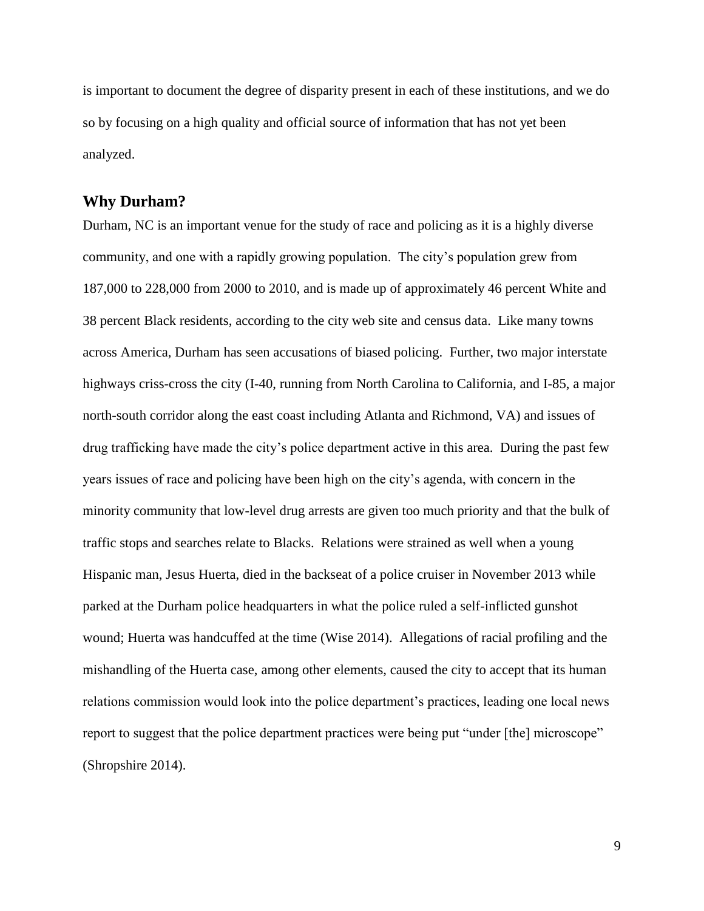is important to document the degree of disparity present in each of these institutions, and we do so by focusing on a high quality and official source of information that has not yet been analyzed.

## Why Durham?

Durham, NC is an important venue for the study of race and policing as it is a highly diverse community, and one with a rapidly growing population. The city's population grew from 187,000 to 228,000 from 2000 to 2010, and is made up of approximately 46 percent White and 38 percent Black residents, according to the city web site and census data. Like many towns across America, Durham has seen accusations of biased policing. Further, two major interstate highways criss-cross the city (I-40, running from North Carolina to California, and I-85, a major north-south corridor along the east coast including Atlanta and Richmond, VA) and issues of drug trafficking have made the city's police department active in this area. During the past few years issues of race and policing have been high on the city's agenda, with concern in the minority community that low-level drug arrests are given too much priority and that the bulk of traffic stops and searches relate to Blacks. Relations were strained as well when a young Hispanic man, Jesus Huerta, died in the backseat of a police cruiser in November 2013 while parked at the Durham police headquarters in what the police ruled a self-inflicted gunshot wound; Huerta was handcuffed at the time (Wise 2014). Allegations of racial profiling and the mishandling of the Huerta case, among other elements, caused the city to accept that its human relations commission would look into the police department's practices, leading one local news report to suggest that the police department practices were being put "under [the] microscope" (Shropshire 2014).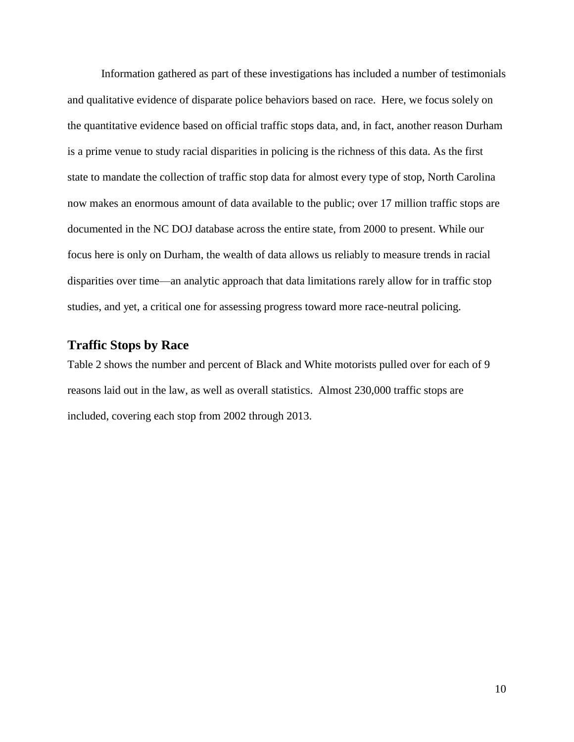Information gathered as part of these investigations has included a number of testimonials and qualitative evidence of disparate police behaviors based on race. Here, we focus solely on the quantitative evidence based on official traffic stops data, and, in fact, another reason Durham is a prime venue to study racial disparities in policing is the richness of this data. As the first state to mandate the collection of traffic stop data for almost every type of stop, North Carolina now makes an enormous amount of data available to the public; over 17 million traffic stops are documented in the NC DOJ database across the entire state, from 2000 to present. While our focus here is only on Durham, the wealth of data allows us reliably to measure trends in racial disparities over time—an analytic approach that data limitations rarely allow for in traffic stop studies, and yet, a critical one for assessing progress toward more race-neutral policing.

## Traffic Stops by Race

Table 2 shows the number and percent of Black and White motorists pulled over for each of 9 reasons laid out in the law, as well as overall statistics. Almost 230,000 traffic stops are included, covering each stop from 2002 through 2013.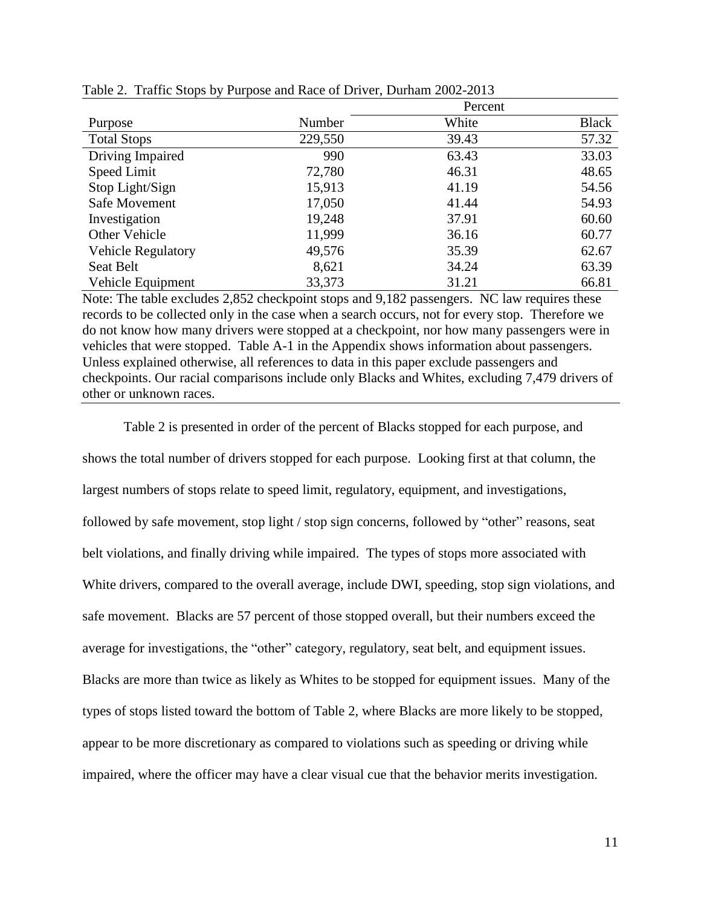Table 2. Traffic Stops by Purpose and Race of Driver, Durham 2002-2013

| Purpose | Number | Percent | |
|---|---|---|---|
| | | White | Black |
| Total Stops | 229,550 | 39.43 | 57.32 |
| Driving Impaired | 990 | 63.43 | 33.03 |
| Speed Limit | 72,780 | 46.31 | 48.65 |
| Stop Light/Sign | 15,913 | 41.19 | 54.56 |
| Safe Movement | 17,050 | 41.44 | 54.93 |
| Investigation | 19,248 | 37.91 | 60.60 |
| Other Vehicle | 11,999 | 36.16 | 60.77 |
| Vehicle Regulatory | 49,576 | 35.39 | 62.67 |
| Seat Belt | 8,621 | 34.24 | 63.39 |
| Vehicle Equipment | 33,373 | 31.21 | 66.81 |

Note: The table excludes 2,852 checkpoint stops and 9,182 passengers. NC law requires these records to be collected only in the case when a search occurs, not for every stop. Therefore we do not know how many drivers were stopped at a checkpoint, nor how many passengers were in vehicles that were stopped. Table A-1 in the Appendix shows information about passengers. Unless explained otherwise, all references to data in this paper exclude passengers and checkpoints. Our racial comparisons include only Blacks and Whites, excluding 7,479 drivers of other or unknown races.

Table 2 is presented in order of the percent of Blacks stopped for each purpose, and shows the total number of drivers stopped for each purpose. Looking first at that column, the largest numbers of stops relate to speed limit, regulatory, equipment, and investigations, followed by safe movement, stop light / stop sign concerns, followed by "other" reasons, seat belt violations, and finally driving while impaired. The types of stops more associated with White drivers, compared to the overall average, include DWI, speeding, stop sign violations, and safe movement. Blacks are 57 percent of those stopped overall, but their numbers exceed the average for investigations, the "other" category, regulatory, seat belt, and equipment issues. Blacks are more than twice as likely as Whites to be stopped for equipment issues. Many of the types of stops listed toward the bottom of Table 2, where Blacks are more likely to be stopped, appear to be more discretionary as compared to violations such as speeding or driving while impaired, where the officer may have a clear visual cue that the behavior merits investigation.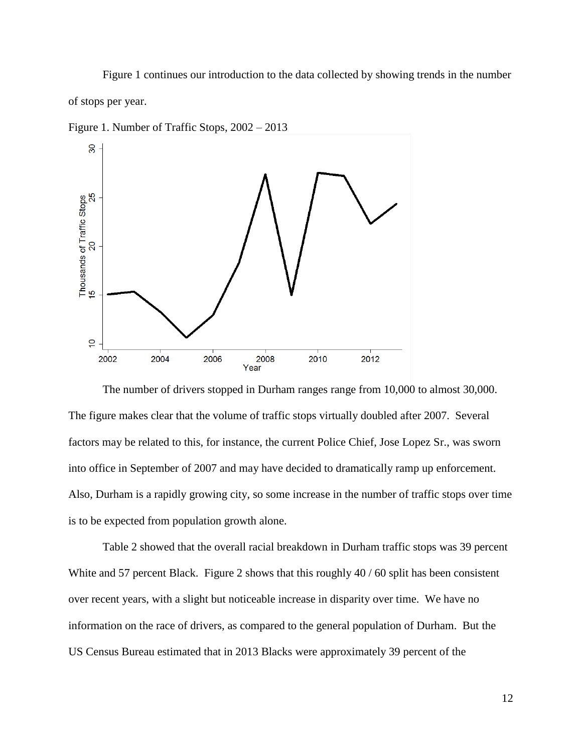Figure 1 continues our introduction to the data collected by showing trends in the number of stops per year.

Figure 1. Number of Traffic Stops, 2002 – 2013

The number of drivers stopped in Durham ranges range from 10,000 to almost 30,000. The figure makes clear that the volume of traffic stops virtually doubled after 2007. Several factors may be related to this, for instance, the current Police Chief, Jose Lopez Sr., was sworn into office in September of 2007 and may have decided to dramatically ramp up enforcement. Also, Durham is a rapidly growing city, so some increase in the number of traffic stops over time is to be expected from population growth alone.

Table 2 showed that the overall racial breakdown in Durham traffic stops was 39 percent White and 57 percent Black. Figure 2 shows that this roughly 40 / 60 split has been consistent over recent years, with a slight but noticeable increase in disparity over time. We have no information on the race of drivers, as compared to the general population of Durham. But the US Census Bureau estimated that in 2013 Blacks were approximately 39 percent of the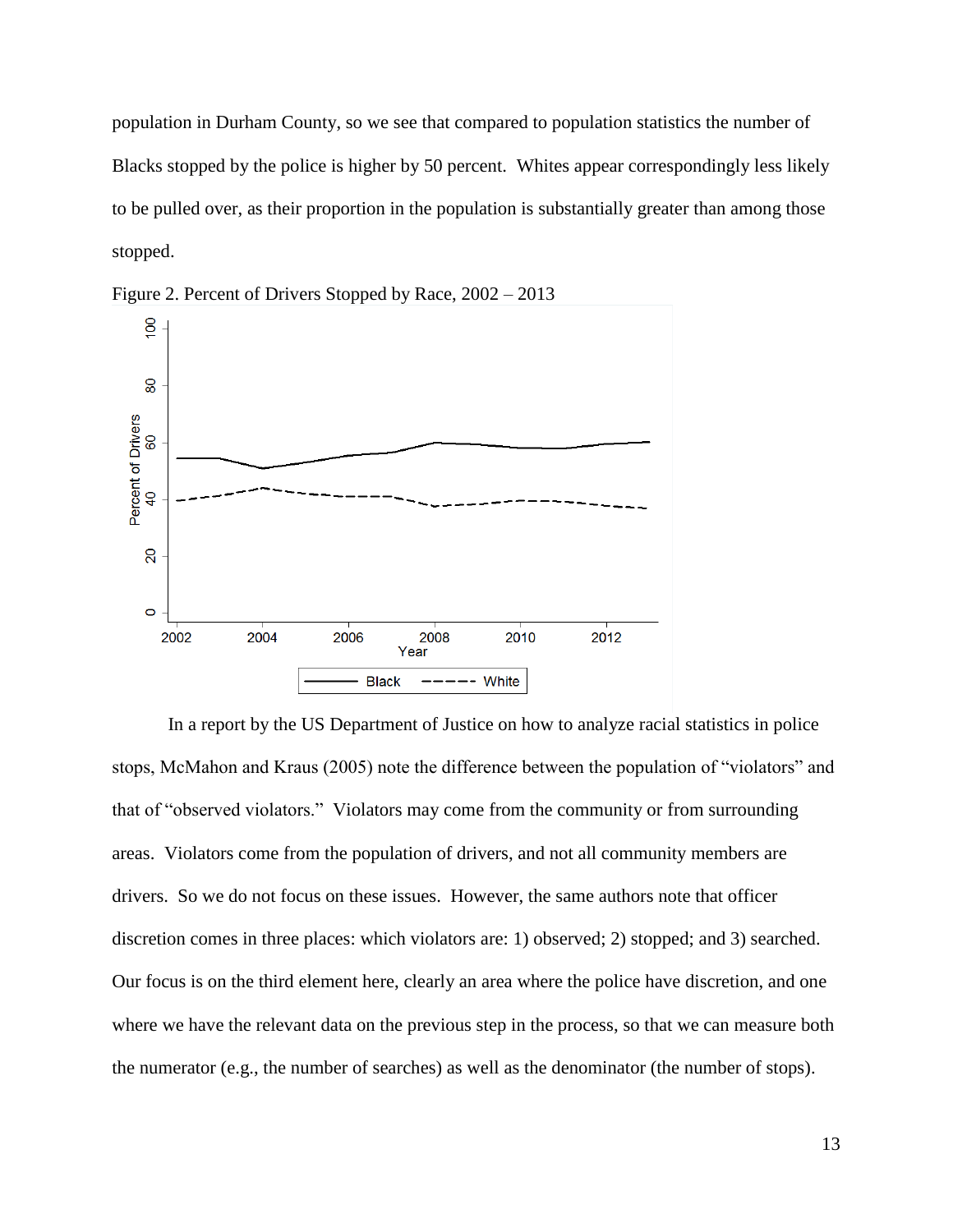population in Durham County, so we see that compared to population statistics the number of Blacks stopped by the police is higher by 50 percent. Whites appear correspondingly less likely to be pulled over, as their proportion in the population is substantially greater than among those stopped.

Figure 2. Percent of Drivers Stopped by Race, 2002 – 2013

In a report by the US Department of Justice on how to analyze racial statistics in police stops, McMahon and Kraus (2005) note the difference between the population of "violators" and that of "observed violators." Violators may come from the community or from surrounding areas. Violators come from the population of drivers, and not all community members are drivers. So we do not focus on these issues. However, the same authors note that officer discretion comes in three places: which violators are: 1) observed; 2) stopped; and 3) searched. Our focus is on the third element here, clearly an area where the police have discretion, and one where we have the relevant data on the previous step in the process, so that we can measure both the numerator (e.g., the number of searches) as well as the denominator (the number of stops).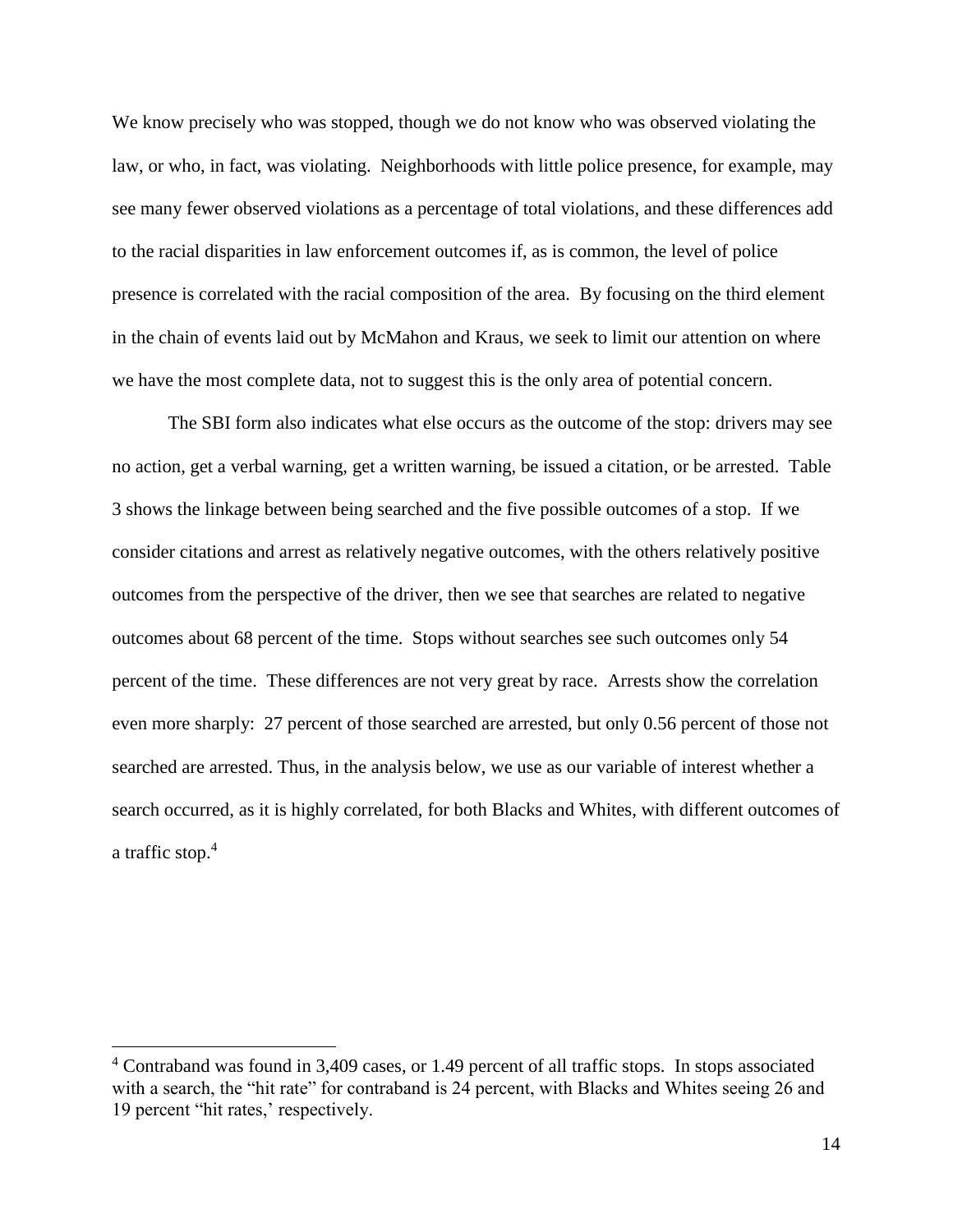We know precisely who was stopped, though we do not know who was observed violating the law, or who, in fact, was violating. Neighborhoods with little police presence, for example, may see many fewer observed violations as a percentage of total violations, and these differences add to the racial disparities in law enforcement outcomes if, as is common, the level of police presence is correlated with the racial composition of the area. By focusing on the third element in the chain of events laid out by McMahon and Kraus, we seek to limit our attention on where we have the most complete data, not to suggest this is the only area of potential concern.

The SBI form also indicates what else occurs as the outcome of the stop: drivers may see no action, get a verbal warning, get a written warning, be issued a citation, or be arrested. Table 3 shows the linkage between being searched and the five possible outcomes of a stop. If we consider citations and arrest as relatively negative outcomes, with the others relatively positive outcomes from the perspective of the driver, then we see that searches are related to negative outcomes about 68 percent of the time. Stops without searches see such outcomes only 54 percent of the time. These differences are not very great by race. Arrests show the correlation even more sharply: 27 percent of those searched are arrested, but only 0.56 percent of those not searched are arrested. Thus, in the analysis below, we use as our variable of interest whether a search occurred, as it is highly correlated, for both Blacks and Whites, with different outcomes of a traffic stop.[4]

---

[4] Contraband was found in 3,409 cases, or 1.49 percent of all traffic stops. In stops associated with a search, the "hit rate" for contraband is 24 percent, with Blacks and Whites seeing 26 and 19 percent "hit rates,' respectively.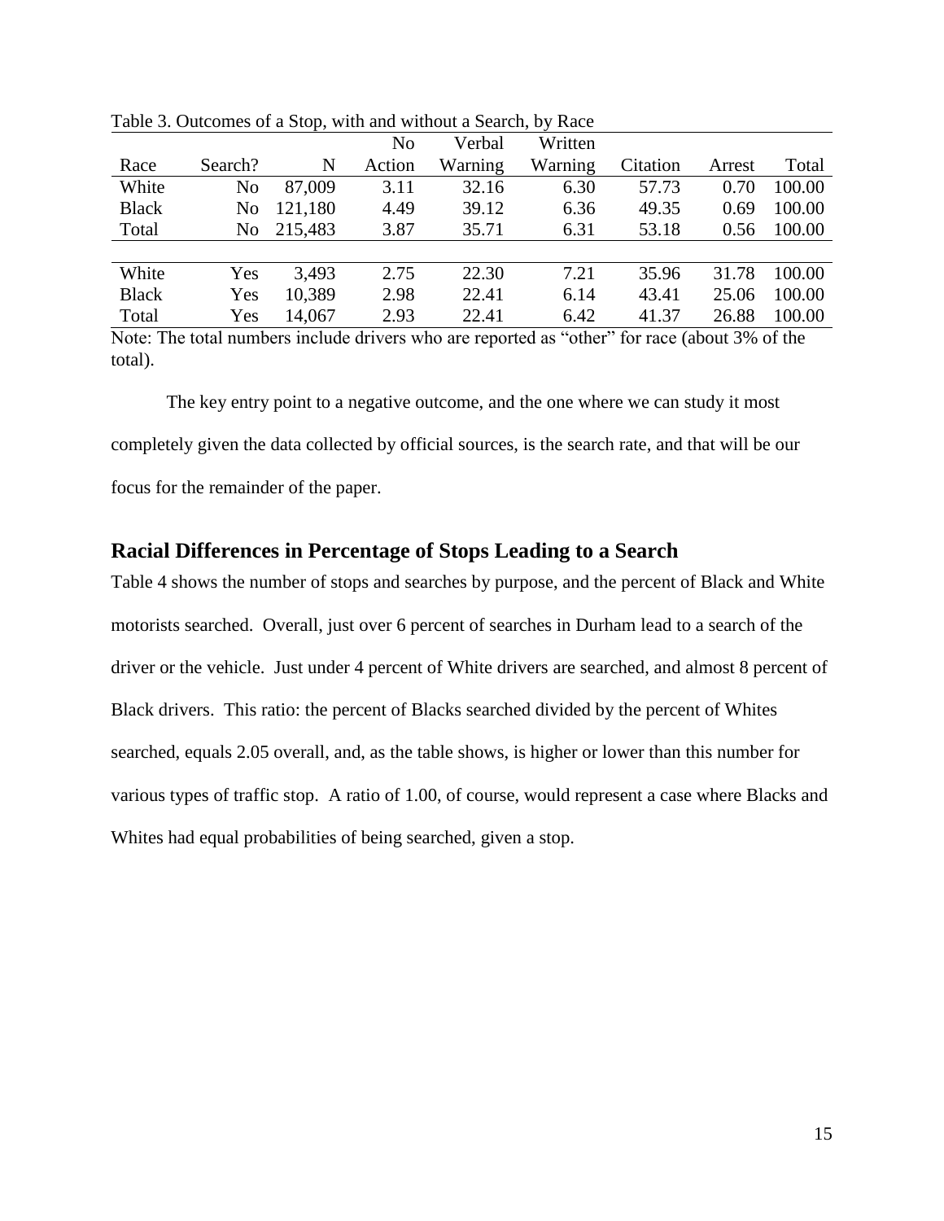Table 3. Outcomes of a Stop, with and without a Search, by Race

| Race | Search? | N | No Action | Verbal Warning | Written Warning | Citation | Arrest | Total |
|---|---|---|---|---|---|---|---|---|
| White | No | 87,009 | 3.11 | 32.16 | 6.30 | 57.73 | 0.70 | 100.00 |
| Black | No | 121,180 | 4.49 | 39.12 | 6.36 | 49.35 | 0.69 | 100.00 |
| Total | No | 215,483 | 3.87 | 35.71 | 6.31 | 53.18 | 0.56 | 100.00 |
| | | | | | | | | |
| White | Yes | 3,493 | 2.75 | 22.30 | 7.21 | 35.96 | 31.78 | 100.00 |
| Black | Yes | 10,389 | 2.98 | 22.41 | 6.14 | 43.41 | 25.06 | 100.00 |
| Total | Yes | 14,067 | 2.93 | 22.41 | 6.42 | 41.37 | 26.88 | 100.00 |

Note: The total numbers include drivers who are reported as "other" for race (about 3% of the total).

The key entry point to a negative outcome, and the one where we can study it most completely given the data collected by official sources, is the search rate, and that will be our focus for the remainder of the paper.

## Racial Differences in Percentage of Stops Leading to a Search

Table 4 shows the number of stops and searches by purpose, and the percent of Black and White motorists searched. Overall, just over 6 percent of searches in Durham lead to a search of the driver or the vehicle. Just under 4 percent of White drivers are searched, and almost 8 percent of Black drivers. This ratio: the percent of Blacks searched divided by the percent of Whites searched, equals 2.05 overall, and, as the table shows, is higher or lower than this number for various types of traffic stop. A ratio of 1.00, of course, would represent a case where Blacks and Whites had equal probabilities of being searched, given a stop.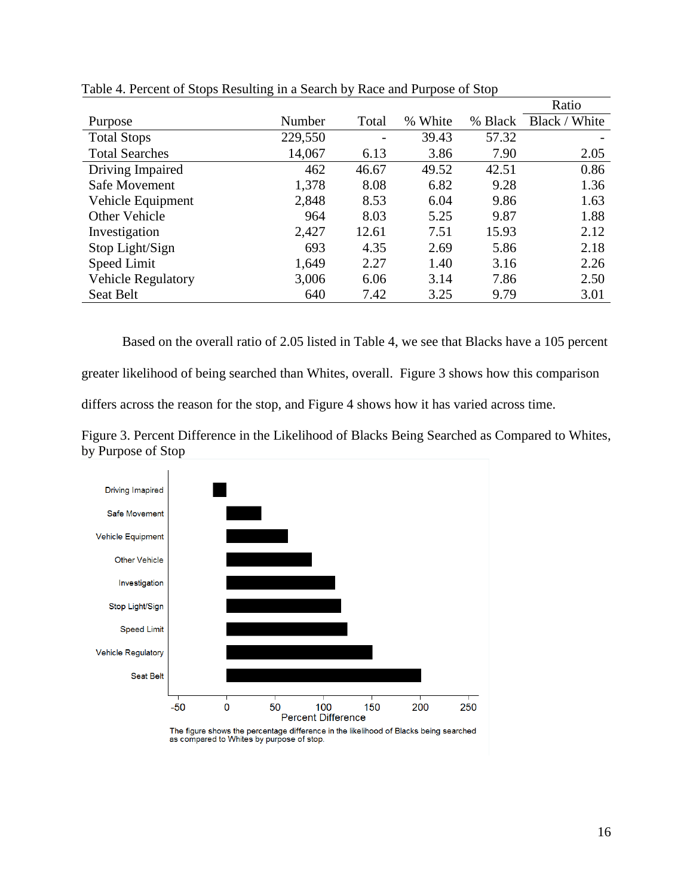Table 4. Percent of Stops Resulting in a Search by Race and Purpose of Stop

| Purpose | Number | Total | % White | % Black | Ratio Black / White |
|---|---|---|---|---|---|
| Total Stops | 229,550 | - | 39.43 | 57.32 | - |
| Total Searches | 14,067 | 6.13 | 3.86 | 7.90 | 2.05 |
| Driving Impaired | 462 | 46.67 | 49.52 | 42.51 | 0.86 |
| Safe Movement | 1,378 | 8.08 | 6.82 | 9.28 | 1.36 |
| Vehicle Equipment | 2,848 | 8.53 | 6.04 | 9.86 | 1.63 |
| Other Vehicle | 964 | 8.03 | 5.25 | 9.87 | 1.88 |
| Investigation | 2,427 | 12.61 | 7.51 | 15.93 | 2.12 |
| Stop Light/Sign | 693 | 4.35 | 2.69 | 5.86 | 2.18 |
| Speed Limit | 1,649 | 2.27 | 1.40 | 3.16 | 2.26 |
| Vehicle Regulatory | 3,006 | 6.06 | 3.14 | 7.86 | 2.50 |
| Seat Belt | 640 | 7.42 | 3.25 | 9.79 | 3.01 |

Based on the overall ratio of 2.05 listed in Table 4, we see that Blacks have a 105 percent greater likelihood of being searched than Whites, overall. Figure 3 shows how this comparison differs across the reason for the stop, and Figure 4 shows how it has varied across time.

Figure 3. Percent Difference in the Likelihood of Blacks Being Searched as Compared to Whites, by Purpose of Stop

The figure shows the percentage difference in the likelihood of Blacks being searched as compared to Whites by purpose of stop.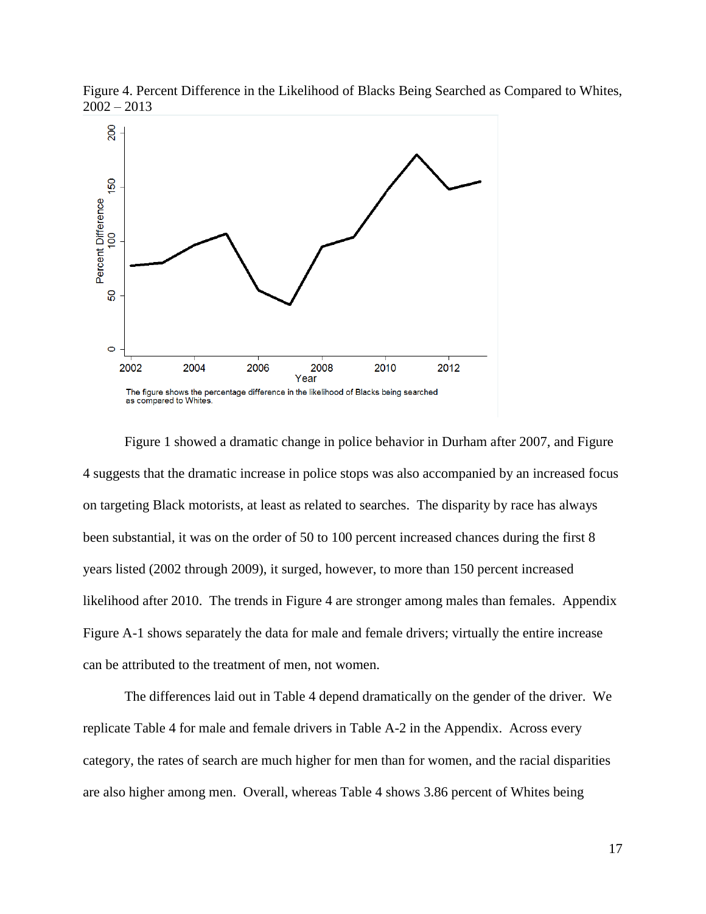Figure 4. Percent Difference in the Likelihood of Blacks Being Searched as Compared to Whites, 2002 – 2013

The figure shows the percentage difference in the likelihood of Blacks being searched as compared to Whites.

Figure 1 showed a dramatic change in police behavior in Durham after 2007, and Figure 4 suggests that the dramatic increase in police stops was also accompanied by an increased focus on targeting Black motorists, at least as related to searches. The disparity by race has always been substantial, it was on the order of 50 to 100 percent increased chances during the first 8 years listed (2002 through 2009), it surged, however, to more than 150 percent increased likelihood after 2010. The trends in Figure 4 are stronger among males than females. Appendix Figure A-1 shows separately the data for male and female drivers; virtually the entire increase can be attributed to the treatment of men, not women.

The differences laid out in Table 4 depend dramatically on the gender of the driver. We replicate Table 4 for male and female drivers in Table A-2 in the Appendix. Across every category, the rates of search are much higher for men than for women, and the racial disparities are also higher among men. Overall, whereas Table 4 shows 3.86 percent of Whites being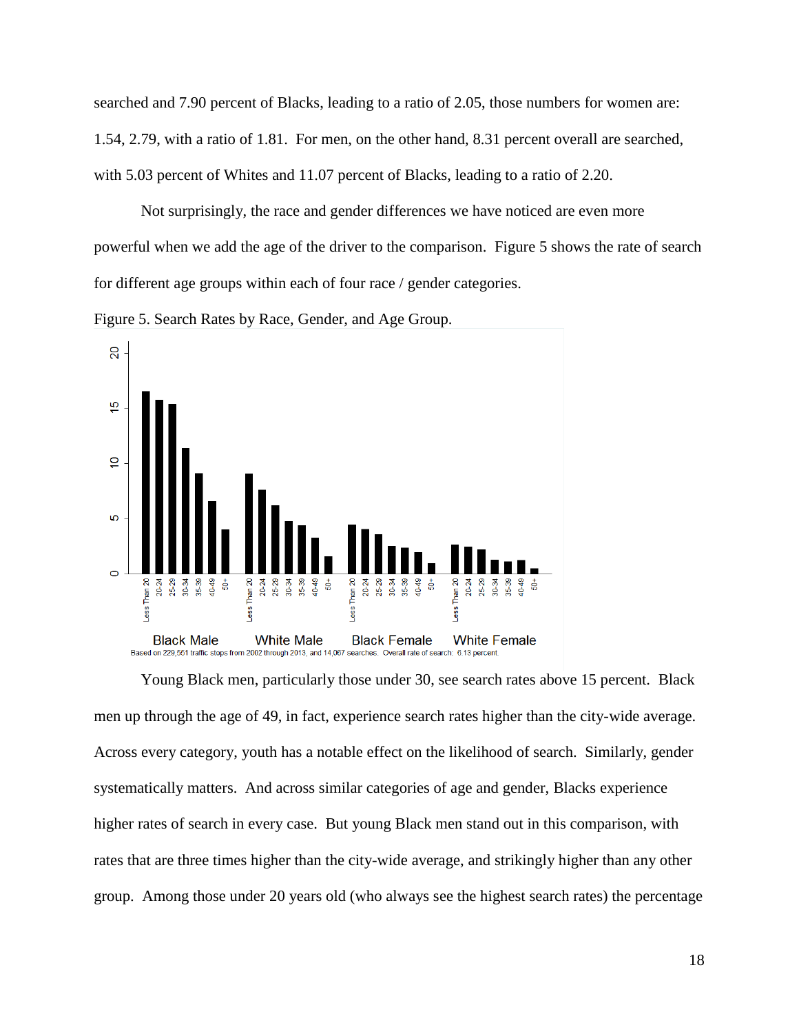searched and 7.90 percent of Blacks, leading to a ratio of 2.05, those numbers for women are: 1.54, 2.79, with a ratio of 1.81. For men, on the other hand, 8.31 percent overall are searched, with 5.03 percent of Whites and 11.07 percent of Blacks, leading to a ratio of 2.20.

Not surprisingly, the race and gender differences we have noticed are even more powerful when we add the age of the driver to the comparison. Figure 5 shows the rate of search for different age groups within each of four race / gender categories.

Figure 5. Search Rates by Race, Gender, and Age Group.

Based on 229,551 traffic stops from 2002 through 2013, and 14,067 searches. Overall rate of search: 6.13 percent.

Young Black men, particularly those under 30, see search rates above 15 percent. Black men up through the age of 49, in fact, experience search rates higher than the city-wide average. Across every category, youth has a notable effect on the likelihood of search. Similarly, gender systematically matters. And across similar categories of age and gender, Blacks experience higher rates of search in every case. But young Black men stand out in this comparison, with rates that are three times higher than the city-wide average, and strikingly higher than any other group. Among those under 20 years old (who always see the highest search rates) the percentage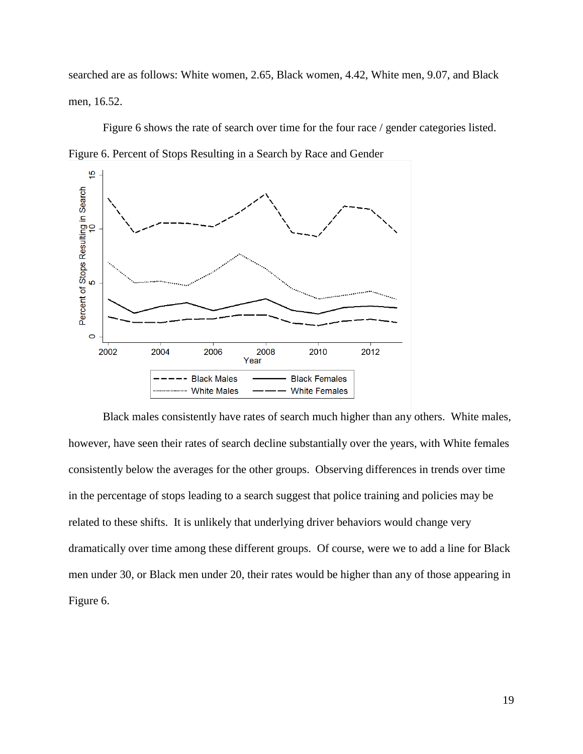searched are as follows: White women, 2.65, Black women, 4.42, White men, 9.07, and Black men, 16.52.

Figure 6 shows the rate of search over time for the four race / gender categories listed.

Figure 6. Percent of Stops Resulting in a Search by Race and Gender

Black males consistently have rates of search much higher than any others. White males, however, have seen their rates of search decline substantially over the years, with White females consistently below the averages for the other groups. Observing differences in trends over time in the percentage of stops leading to a search suggest that police training and policies may be related to these shifts. It is unlikely that underlying driver behaviors would change very dramatically over time among these different groups. Of course, were we to add a line for Black men under 30, or Black men under 20, their rates would be higher than any of those appearing in Figure 6.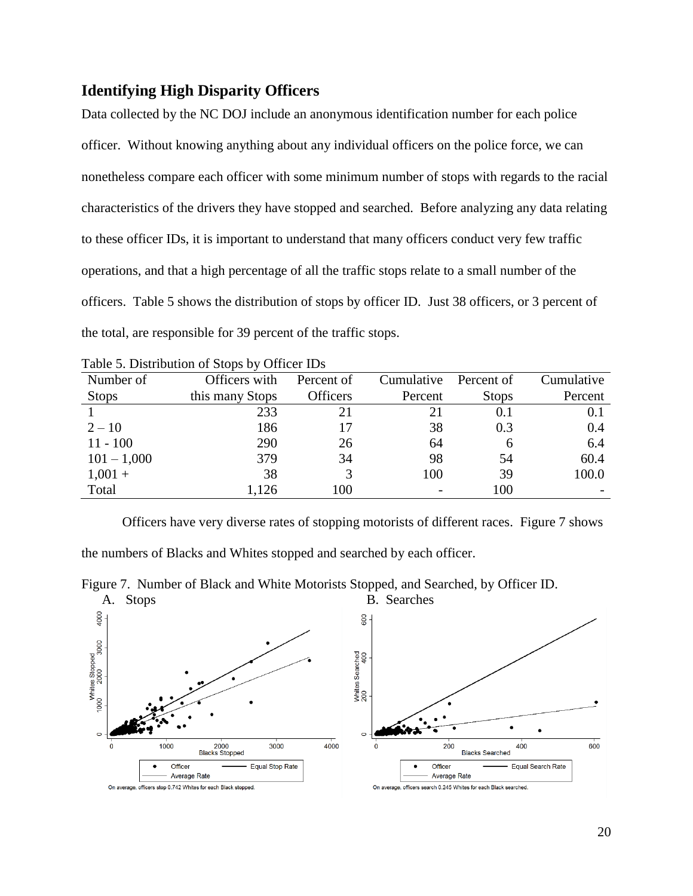## Identifying High Disparity Officers

Data collected by the NC DOJ include an anonymous identification number for each police officer. Without knowing anything about any individual officers on the police force, we can nonetheless compare each officer with some minimum number of stops with regards to the racial characteristics of the drivers they have stopped and searched. Before analyzing any data relating to these officer IDs, it is important to understand that many officers conduct very few traffic operations, and that a high percentage of all the traffic stops relate to a small number of the officers. Table 5 shows the distribution of stops by officer ID. Just 38 officers, or 3 percent of the total, are responsible for 39 percent of the traffic stops.

Table 5. Distribution of Stops by Officer IDs

| Number of Stops | Officers with this many Stops | Percent of Officers | Cumulative Percent | Percent of Stops | Cumulative Percent |
|---|---|---|---|---|---|
| 1 | 233 | 21 | 21 | 0.1 | 0.1 |
| 2 – 10 | 186 | 17 | 38 | 0.3 | 0.4 |
| 11 - 100 | 290 | 26 | 64 | 6 | 6.4 |
| 101 – 1,000 | 379 | 34 | 98 | 54 | 60.4 |
| 1,001 + | 38 | 3 | 100 | 39 | 100.0 |
| Total | 1,126 | 100 | - | 100 | - |

Officers have very diverse rates of stopping motorists of different races. Figure 7 shows the numbers of Blacks and Whites stopped and searched by each officer.

Figure 7. Number of Black and White Motorists Stopped, and Searched, by Officer ID.

A. Stops

On average, officers stop 0.742 Whites for each Black stopped.

B. Searches

On average, officers search 0.245 Whites for each Black searched.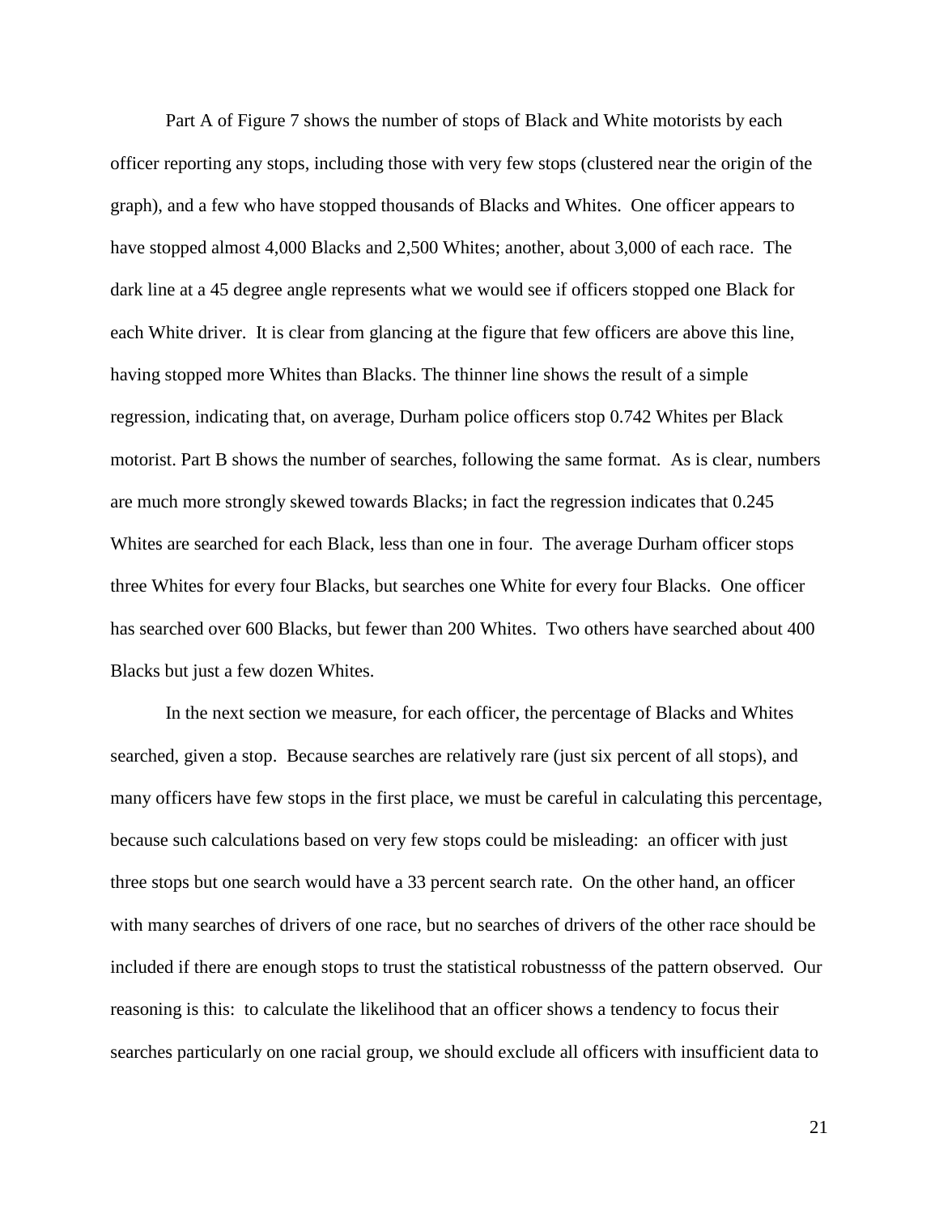Part A of Figure 7 shows the number of stops of Black and White motorists by each officer reporting any stops, including those with very few stops (clustered near the origin of the graph), and a few who have stopped thousands of Blacks and Whites. One officer appears to have stopped almost 4,000 Blacks and 2,500 Whites; another, about 3,000 of each race. The dark line at a 45 degree angle represents what we would see if officers stopped one Black for each White driver. It is clear from glancing at the figure that few officers are above this line, having stopped more Whites than Blacks. The thinner line shows the result of a simple regression, indicating that, on average, Durham police officers stop 0.742 Whites per Black motorist. Part B shows the number of searches, following the same format. As is clear, numbers are much more strongly skewed towards Blacks; in fact the regression indicates that 0.245 Whites are searched for each Black, less than one in four. The average Durham officer stops three Whites for every four Blacks, but searches one White for every four Blacks. One officer has searched over 600 Blacks, but fewer than 200 Whites. Two others have searched about 400 Blacks but just a few dozen Whites.

In the next section we measure, for each officer, the percentage of Blacks and Whites searched, given a stop. Because searches are relatively rare (just six percent of all stops), and many officers have few stops in the first place, we must be careful in calculating this percentage, because such calculations based on very few stops could be misleading: an officer with just three stops but one search would have a 33 percent search rate. On the other hand, an officer with many searches of drivers of one race, but no searches of drivers of the other race should be included if there are enough stops to trust the statistical robustnesss of the pattern observed. Our reasoning is this: to calculate the likelihood that an officer shows a tendency to focus their searches particularly on one racial group, we should exclude all officers with insufficient data to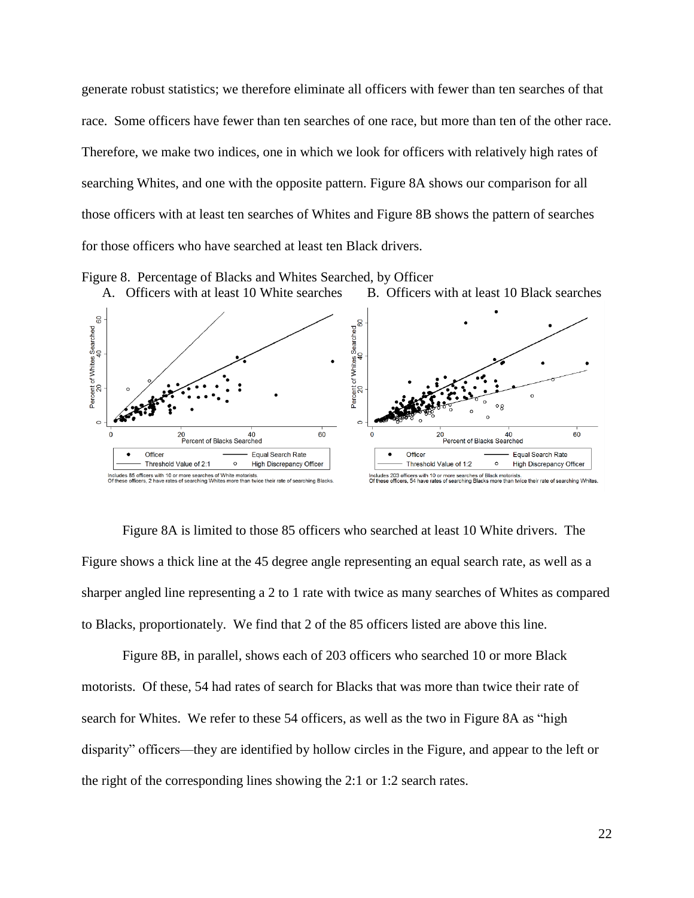generate robust statistics; we therefore eliminate all officers with fewer than ten searches of that race. Some officers have fewer than ten searches of one race, but more than ten of the other race. Therefore, we make two indices, one in which we look for officers with relatively high rates of searching Whites, and one with the opposite pattern. Figure 8A shows our comparison for all those officers with at least ten searches of Whites and Figure 8B shows the pattern of searches for those officers who have searched at least ten Black drivers.

Figure 8. Percentage of Blacks and Whites Searched, by Officer

A. Officers with at least 10 White searches B. Officers with at least 10 Black searches

Includes 85 officers with 10 or more searches of White motorists. Of these officers, 2 have rates of searching Whites more than twice their rate of searching Blacks.

Includes 203 officers with 10 or more searches of Black motorists. Of these officers, 54 have rates of searching Blacks more than twice their rate of searching Whites.

Figure 8A is limited to those 85 officers who searched at least 10 White drivers. The Figure shows a thick line at the 45 degree angle representing an equal search rate, as well as a sharper angled line representing a 2 to 1 rate with twice as many searches of Whites as compared to Blacks, proportionately. We find that 2 of the 85 officers listed are above this line.

Figure 8B, in parallel, shows each of 203 officers who searched 10 or more Black motorists. Of these, 54 had rates of search for Blacks that was more than twice their rate of search for Whites. We refer to these 54 officers, as well as the two in Figure 8A as "high disparity" officers—they are identified by hollow circles in the Figure, and appear to the left or the right of the corresponding lines showing the 2:1 or 1:2 search rates.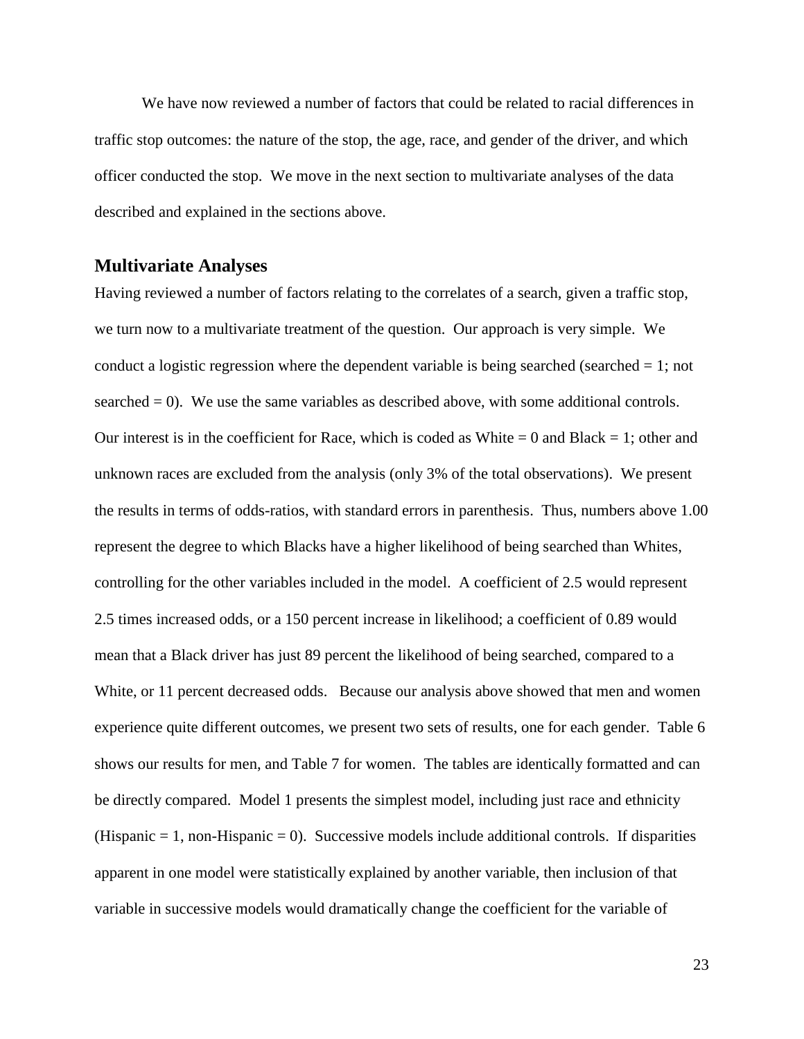We have now reviewed a number of factors that could be related to racial differences in traffic stop outcomes: the nature of the stop, the age, race, and gender of the driver, and which officer conducted the stop. We move in the next section to multivariate analyses of the data described and explained in the sections above.

## Multivariate Analyses

Having reviewed a number of factors relating to the correlates of a search, given a traffic stop, we turn now to a multivariate treatment of the question. Our approach is very simple. We conduct a logistic regression where the dependent variable is being searched (searched = 1; not searched = 0). We use the same variables as described above, with some additional controls. Our interest is in the coefficient for Race, which is coded as White = 0 and Black = 1; other and unknown races are excluded from the analysis (only 3% of the total observations). We present the results in terms of odds-ratios, with standard errors in parenthesis. Thus, numbers above 1.00 represent the degree to which Blacks have a higher likelihood of being searched than Whites, controlling for the other variables included in the model. A coefficient of 2.5 would represent 2.5 times increased odds, or a 150 percent increase in likelihood; a coefficient of 0.89 would mean that a Black driver has just 89 percent the likelihood of being searched, compared to a White, or 11 percent decreased odds. Because our analysis above showed that men and women experience quite different outcomes, we present two sets of results, one for each gender. Table 6 shows our results for men, and Table 7 for women. The tables are identically formatted and can be directly compared. Model 1 presents the simplest model, including just race and ethnicity (Hispanic = 1, non-Hispanic = 0). Successive models include additional controls. If disparities apparent in one model were statistically explained by another variable, then inclusion of that variable in successive models would dramatically change the coefficient for the variable of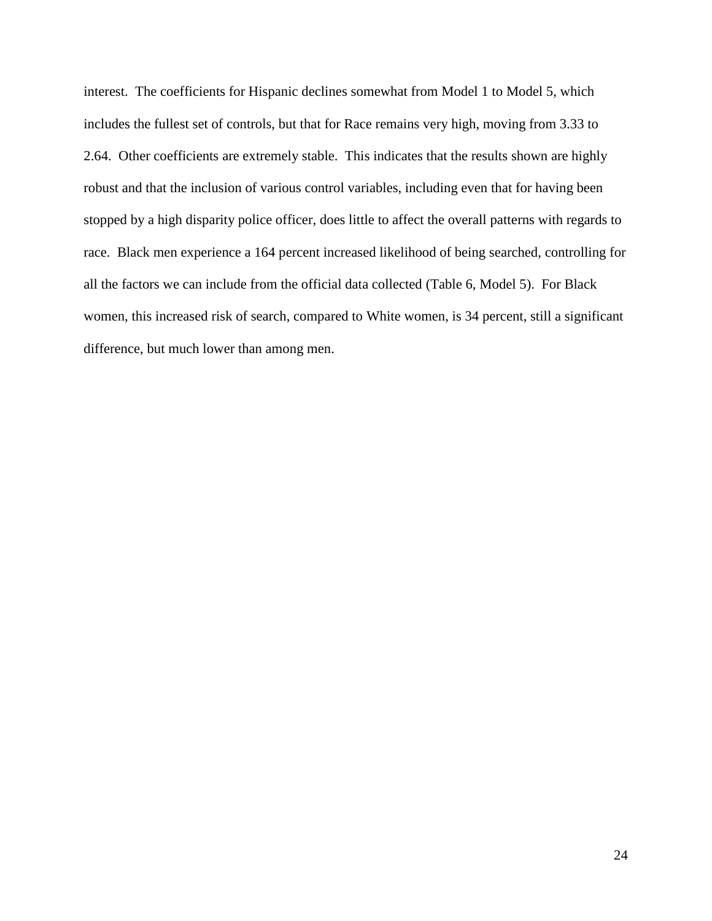interest. The coefficients for Hispanic declines somewhat from Model 1 to Model 5, which includes the fullest set of controls, but that for Race remains very high, moving from 3.33 to 2.64. Other coefficients are extremely stable. This indicates that the results shown are highly robust and that the inclusion of various control variables, including even that for having been stopped by a high disparity police officer, does little to affect the overall patterns with regards to race. Black men experience a 164 percent increased likelihood of being searched, controlling for all the factors we can include from the official data collected (Table 6, Model 5). For Black women, this increased risk of search, compared to White women, is 34 percent, still a significant difference, but much lower than among men.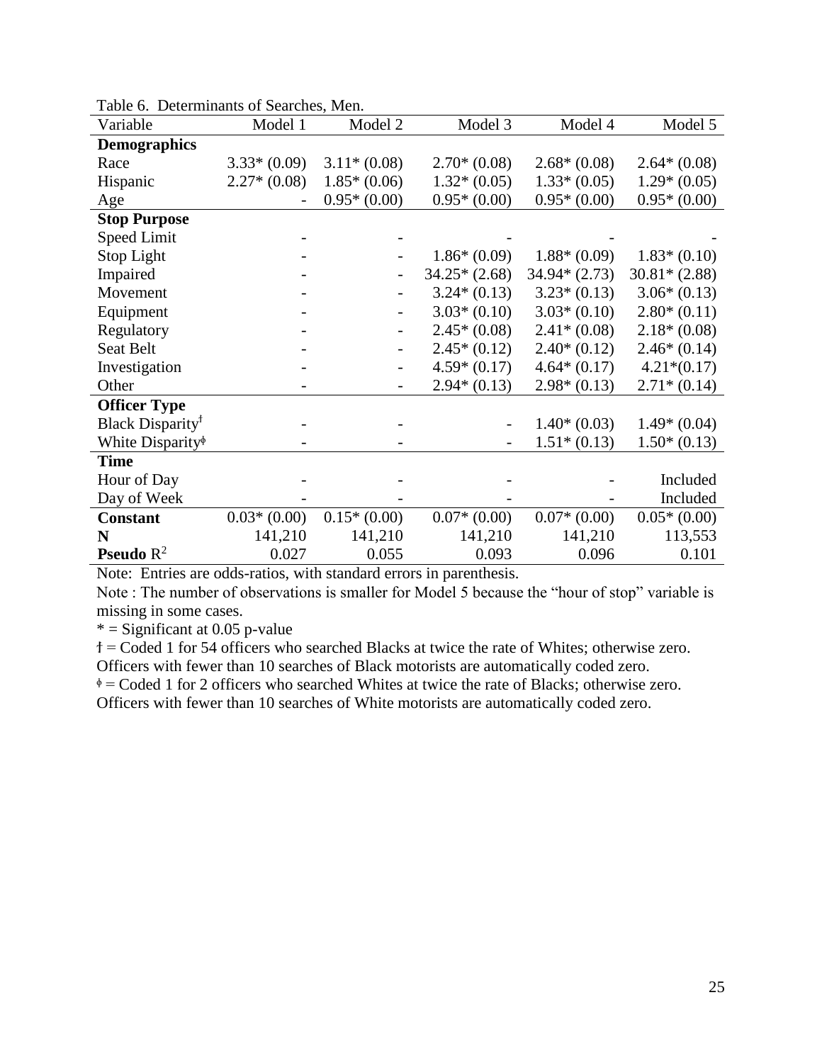Table 6. Determinants of Searches, Men.

| Variable | Model 1 | Model 2 | Model 3 | Model 4 | Model 5 |
|---|---|---|---|---|---|
| **Demographics** | | | | | |
| Race | 3.33* (0.09) | 3.11* (0.08) | 2.70* (0.08) | 2.68* (0.08) | 2.64* (0.08) |
| Hispanic | 2.27* (0.08) | 1.85* (0.06) | 1.32* (0.05) | 1.33* (0.05) | 1.29* (0.05) |
| Age | - | 0.95* (0.00) | 0.95* (0.00) | 0.95* (0.00) | 0.95* (0.00) |
| **Stop Purpose** | | | | | |
| Speed Limit | - | - | - | - | - |
| Stop Light | - | - | 1.86* (0.09) | 1.88* (0.09) | 1.83* (0.10) |
| Impaired | - | - | 34.25* (2.68) | 34.94* (2.73) | 30.81* (2.88) |
| Movement | - | - | 3.24* (0.13) | 3.23* (0.13) | 3.06* (0.13) |
| Equipment | - | - | 3.03* (0.10) | 3.03* (0.10) | 2.80* (0.11) |
| Regulatory | - | - | 2.45* (0.08) | 2.41* (0.08) | 2.18* (0.08) |
| Seat Belt | - | - | 2.45* (0.12) | 2.40* (0.12) | 2.46* (0.14) |
| Investigation | - | - | 4.59* (0.17) | 4.64* (0.17) | 4.21*(0.17) |
| Other | - | - | 2.94* (0.13) | 2.98* (0.13) | 2.71* (0.14) |
| **Officer Type** | | | | | |
| Black Disparity ƚ | - | - | - | 1.40* (0.03) | 1.49* (0.04) |
| White Disparity ᶲ | - | - | - | 1.51* (0.13) | 1.50* (0.13) |
| **Time** | | | | | |
| Hour of Day | - | - | - | - | Included |
| Day of Week | - | - | - | - | Included |
| **Constant** | 0.03* (0.00) | 0.15* (0.00) | 0.07* (0.00) | 0.07* (0.00) | 0.05* (0.00) |
| **N** | 141,210 | 141,210 | 141,210 | 141,210 | 113,553 |
| **Pseudo** $R^2$ | 0.027 | 0.055 | 0.093 | 0.096 | 0.101 |

Note: Entries are odds-ratios, with standard errors in parenthesis.

Note : The number of observations is smaller for Model 5 because the "hour of stop" variable is missing in some cases.

* = Significant at 0.05 p-value

ƚ = Coded 1 for 54 officers who searched Blacks at twice the rate of Whites; otherwise zero. Officers with fewer than 10 searches of Black motorists are automatically coded zero.

ᶲ = Coded 1 for 2 officers who searched Whites at twice the rate of Blacks; otherwise zero. Officers with fewer than 10 searches of White motorists are automatically coded zero.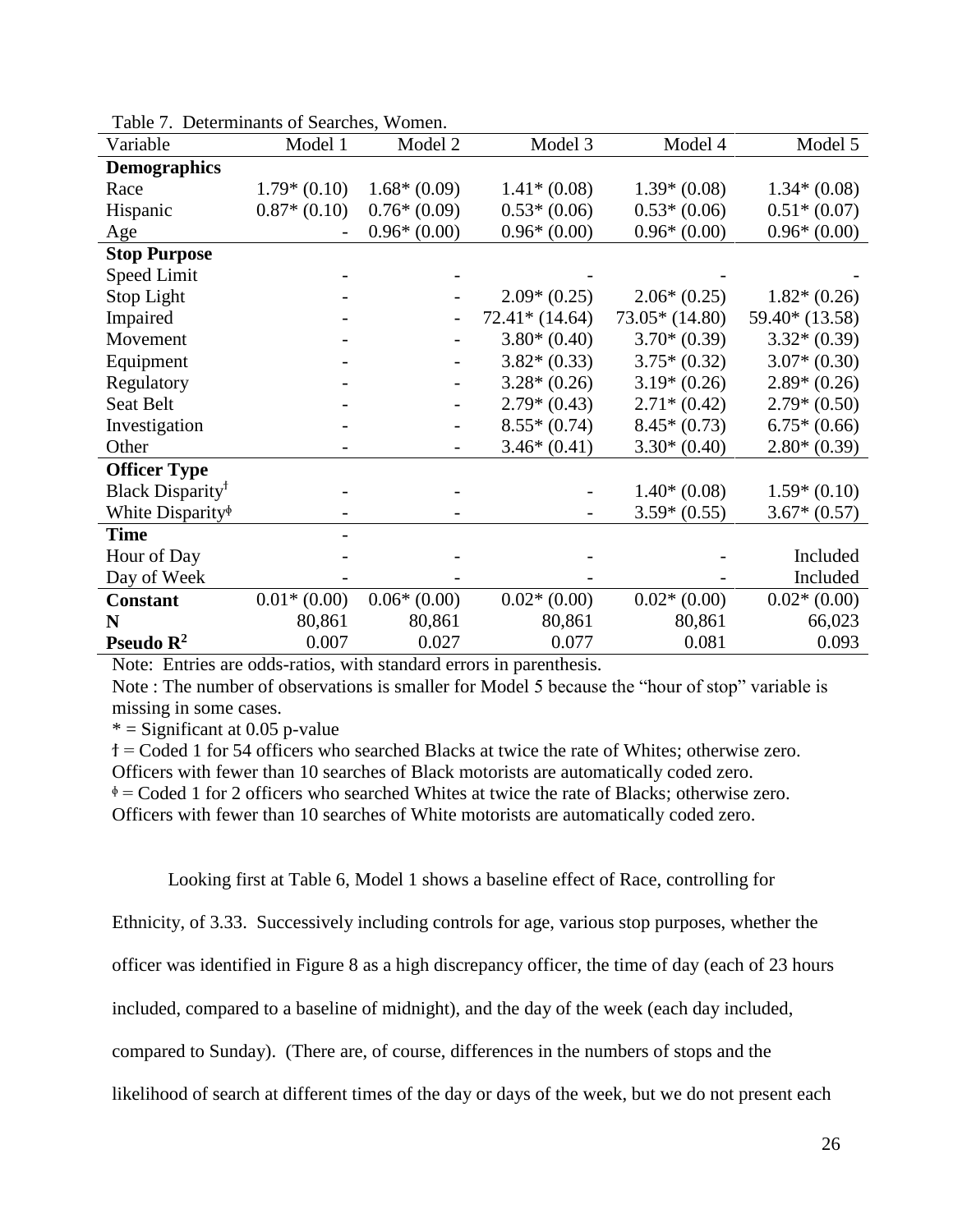Table 7. Determinants of Searches, Women.

| Variable | Model 1 | Model 2 | Model 3 | Model 4 | Model 5 |
|---|---|---|---|---|---|
| **Demographics** | | | | | |
| Race | 1.79* (0.10) | 1.68* (0.09) | 1.41* (0.08) | 1.39* (0.08) | 1.34* (0.08) |
| Hispanic | 0.87* (0.10) | 0.76* (0.09) | 0.53* (0.06) | 0.53* (0.06) | 0.51* (0.07) |
| Age | - | 0.96* (0.00) | 0.96* (0.00) | 0.96* (0.00) | 0.96* (0.00) |
| **Stop Purpose** | | | | | |
| Speed Limit | - | - | - | - | - |
| Stop Light | - | - | 2.09* (0.25) | 2.06* (0.25) | 1.82* (0.26) |
| Impaired | - | - | 72.41* (14.64) | 73.05* (14.80) | 59.40* (13.58) |
| Movement | - | - | 3.80* (0.40) | 3.70* (0.39) | 3.32* (0.39) |
| Equipment | - | - | 3.82* (0.33) | 3.75* (0.32) | 3.07* (0.30) |
| Regulatory | - | - | 3.28* (0.26) | 3.19* (0.26) | 2.89* (0.26) |
| Seat Belt | - | - | 2.79* (0.43) | 2.71* (0.42) | 2.79* (0.50) |
| Investigation | - | - | 8.55* (0.74) | 8.45* (0.73) | 6.75* (0.66) |
| Other | - | - | 3.46* (0.41) | 3.30* (0.40) | 2.80* (0.39) |
| **Officer Type** | | | | | |
| Black Disparity[ƚ] | - | - | - | 1.40* (0.08) | 1.59* (0.10) |
| White Disparity[ɸ] | - | - | - | 3.59* (0.55) | 3.67* (0.57) |
| **Time** | - | | | | |
| Hour of Day | - | - | - | - | Included |
| Day of Week | - | - | - | - | Included |
| **Constant** | 0.01* (0.00) | 0.06* (0.00) | 0.02* (0.00) | 0.02* (0.00) | 0.02* (0.00) |
| **N** | 80,861 | 80,861 | 80,861 | 80,861 | 66,023 |
| **Pseudo $R^2$** | 0.007 | 0.027 | 0.077 | 0.081 | 0.093 |

Note: Entries are odds-ratios, with standard errors in parenthesis.

Note : The number of observations is smaller for Model 5 because the "hour of stop" variable is missing in some cases.

* = Significant at 0.05 p-value

ƚ = Coded 1 for 54 officers who searched Blacks at twice the rate of Whites; otherwise zero. Officers with fewer than 10 searches of Black motorists are automatically coded zero.

ɸ = Coded 1 for 2 officers who searched Whites at twice the rate of Blacks; otherwise zero. Officers with fewer than 10 searches of White motorists are automatically coded zero.

Looking first at Table 6, Model 1 shows a baseline effect of Race, controlling for Ethnicity, of 3.33. Successively including controls for age, various stop purposes, whether the officer was identified in Figure 8 as a high discrepancy officer, the time of day (each of 23 hours included, compared to a baseline of midnight), and the day of the week (each day included, compared to Sunday). (There are, of course, differences in the numbers of stops and the likelihood of search at different times of the day or days of the week, but we do not present each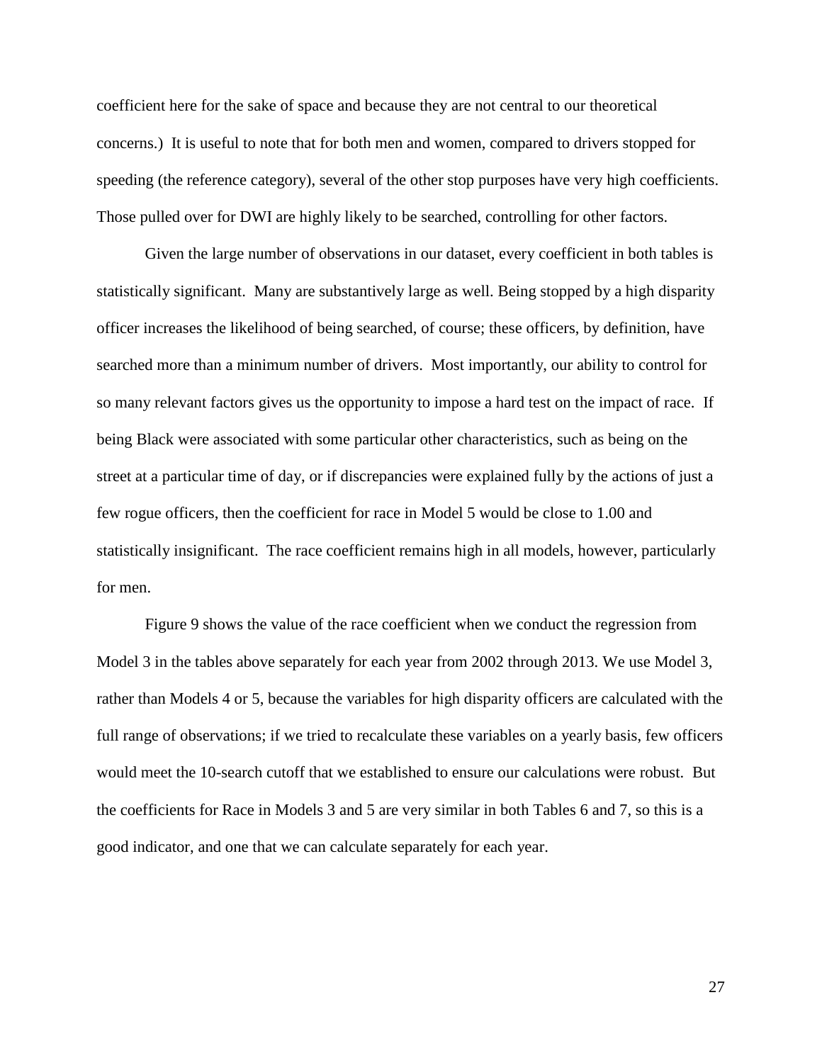coefficient here for the sake of space and because they are not central to our theoretical concerns.) It is useful to note that for both men and women, compared to drivers stopped for speeding (the reference category), several of the other stop purposes have very high coefficients. Those pulled over for DWI are highly likely to be searched, controlling for other factors.

Given the large number of observations in our dataset, every coefficient in both tables is statistically significant. Many are substantively large as well. Being stopped by a high disparity officer increases the likelihood of being searched, of course; these officers, by definition, have searched more than a minimum number of drivers. Most importantly, our ability to control for so many relevant factors gives us the opportunity to impose a hard test on the impact of race. If being Black were associated with some particular other characteristics, such as being on the street at a particular time of day, or if discrepancies were explained fully by the actions of just a few rogue officers, then the coefficient for race in Model 5 would be close to 1.00 and statistically insignificant. The race coefficient remains high in all models, however, particularly for men.

Figure 9 shows the value of the race coefficient when we conduct the regression from Model 3 in the tables above separately for each year from 2002 through 2013. We use Model 3, rather than Models 4 or 5, because the variables for high disparity officers are calculated with the full range of observations; if we tried to recalculate these variables on a yearly basis, few officers would meet the 10-search cutoff that we established to ensure our calculations were robust. But the coefficients for Race in Models 3 and 5 are very similar in both Tables 6 and 7, so this is a good indicator, and one that we can calculate separately for each year.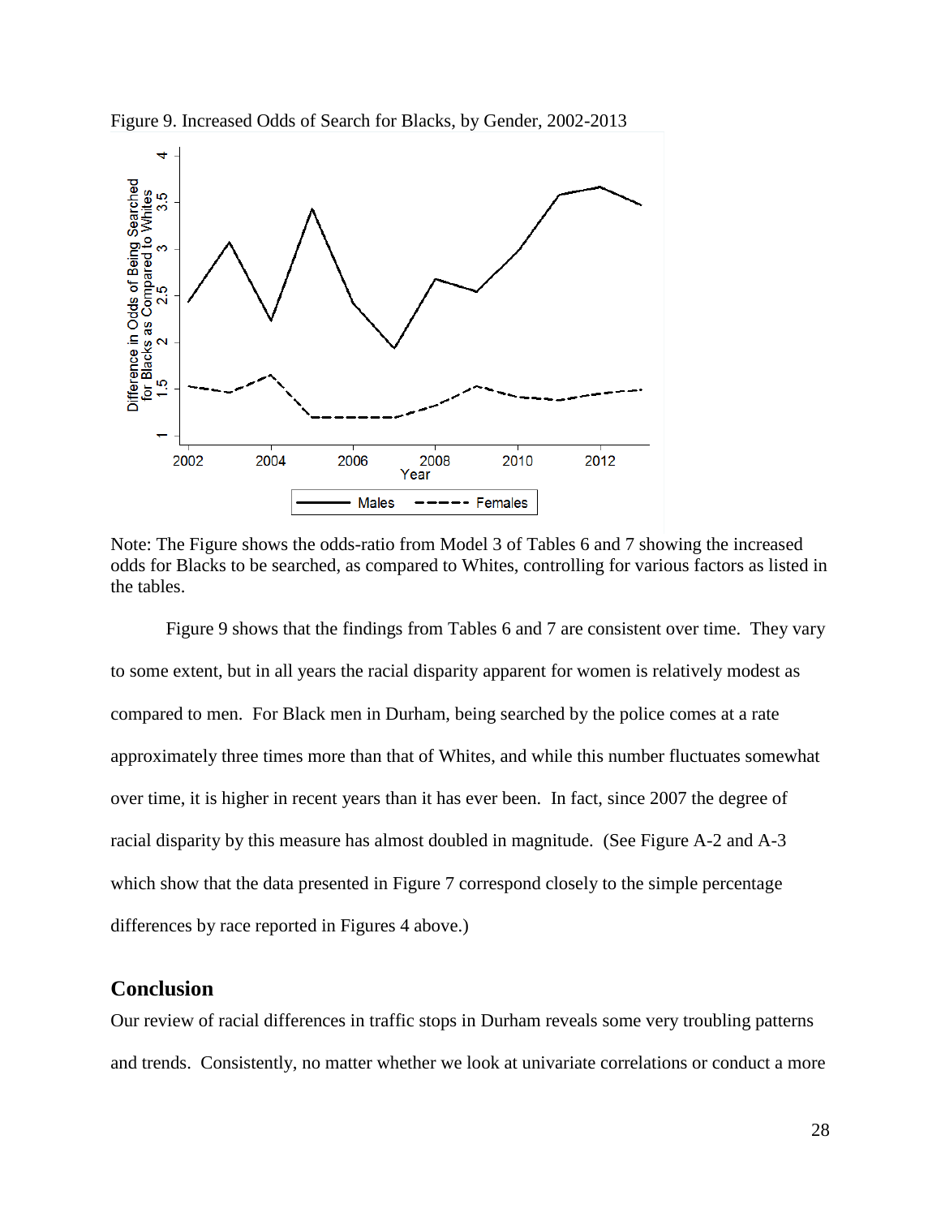Figure 9. Increased Odds of Search for Blacks, by Gender, 2002-2013

Note: The Figure shows the odds-ratio from Model 3 of Tables 6 and 7 showing the increased odds for Blacks to be searched, as compared to Whites, controlling for various factors as listed in the tables.

Figure 9 shows that the findings from Tables 6 and 7 are consistent over time. They vary to some extent, but in all years the racial disparity apparent for women is relatively modest as compared to men. For Black men in Durham, being searched by the police comes at a rate approximately three times more than that of Whites, and while this number fluctuates somewhat over time, it is higher in recent years than it has ever been. In fact, since 2007 the degree of racial disparity by this measure has almost doubled in magnitude. (See Figure A-2 and A-3 which show that the data presented in Figure 7 correspond closely to the simple percentage differences by race reported in Figures 4 above.)

## Conclusion

Our review of racial differences in traffic stops in Durham reveals some very troubling patterns and trends. Consistently, no matter whether we look at univariate correlations or conduct a more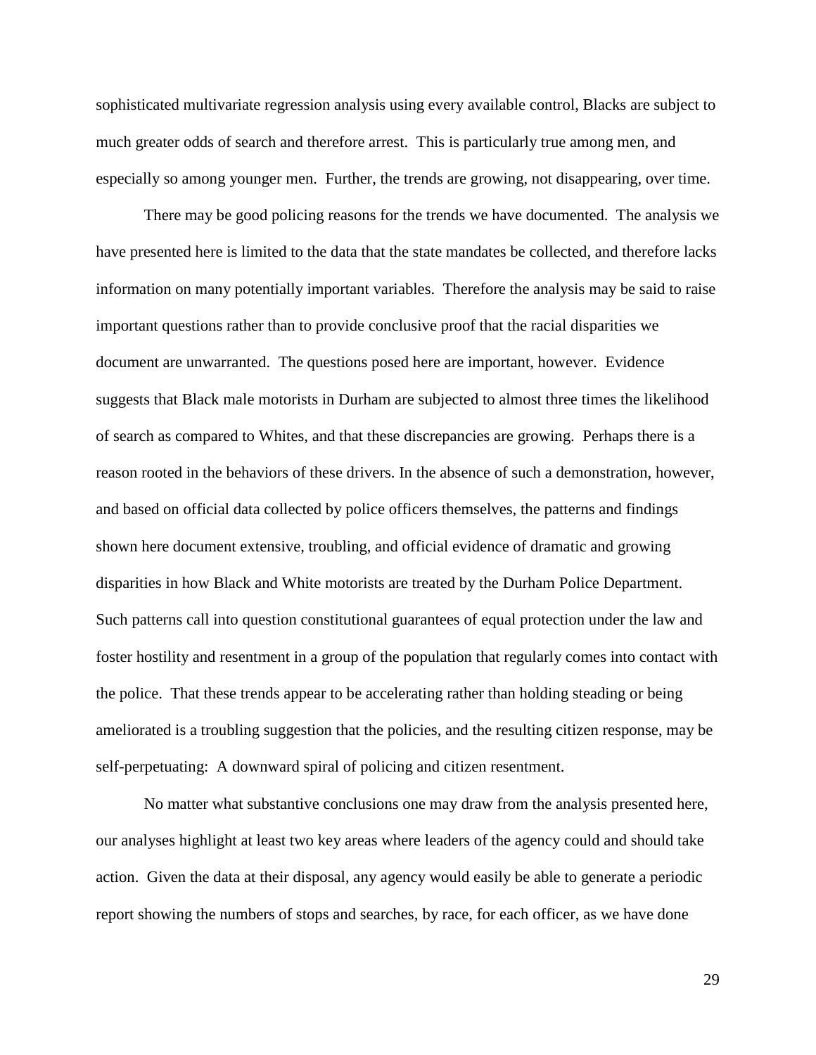sophisticated multivariate regression analysis using every available control, Blacks are subject to much greater odds of search and therefore arrest. This is particularly true among men, and especially so among younger men. Further, the trends are growing, not disappearing, over time.

There may be good policing reasons for the trends we have documented. The analysis we have presented here is limited to the data that the state mandates be collected, and therefore lacks information on many potentially important variables. Therefore the analysis may be said to raise important questions rather than to provide conclusive proof that the racial disparities we document are unwarranted. The questions posed here are important, however. Evidence suggests that Black male motorists in Durham are subjected to almost three times the likelihood of search as compared to Whites, and that these discrepancies are growing. Perhaps there is a reason rooted in the behaviors of these drivers. In the absence of such a demonstration, however, and based on official data collected by police officers themselves, the patterns and findings shown here document extensive, troubling, and official evidence of dramatic and growing disparities in how Black and White motorists are treated by the Durham Police Department. Such patterns call into question constitutional guarantees of equal protection under the law and foster hostility and resentment in a group of the population that regularly comes into contact with the police. That these trends appear to be accelerating rather than holding steading or being ameliorated is a troubling suggestion that the policies, and the resulting citizen response, may be self-perpetuating: A downward spiral of policing and citizen resentment.

No matter what substantive conclusions one may draw from the analysis presented here, our analyses highlight at least two key areas where leaders of the agency could and should take action. Given the data at their disposal, any agency would easily be able to generate a periodic report showing the numbers of stops and searches, by race, for each officer, as we have done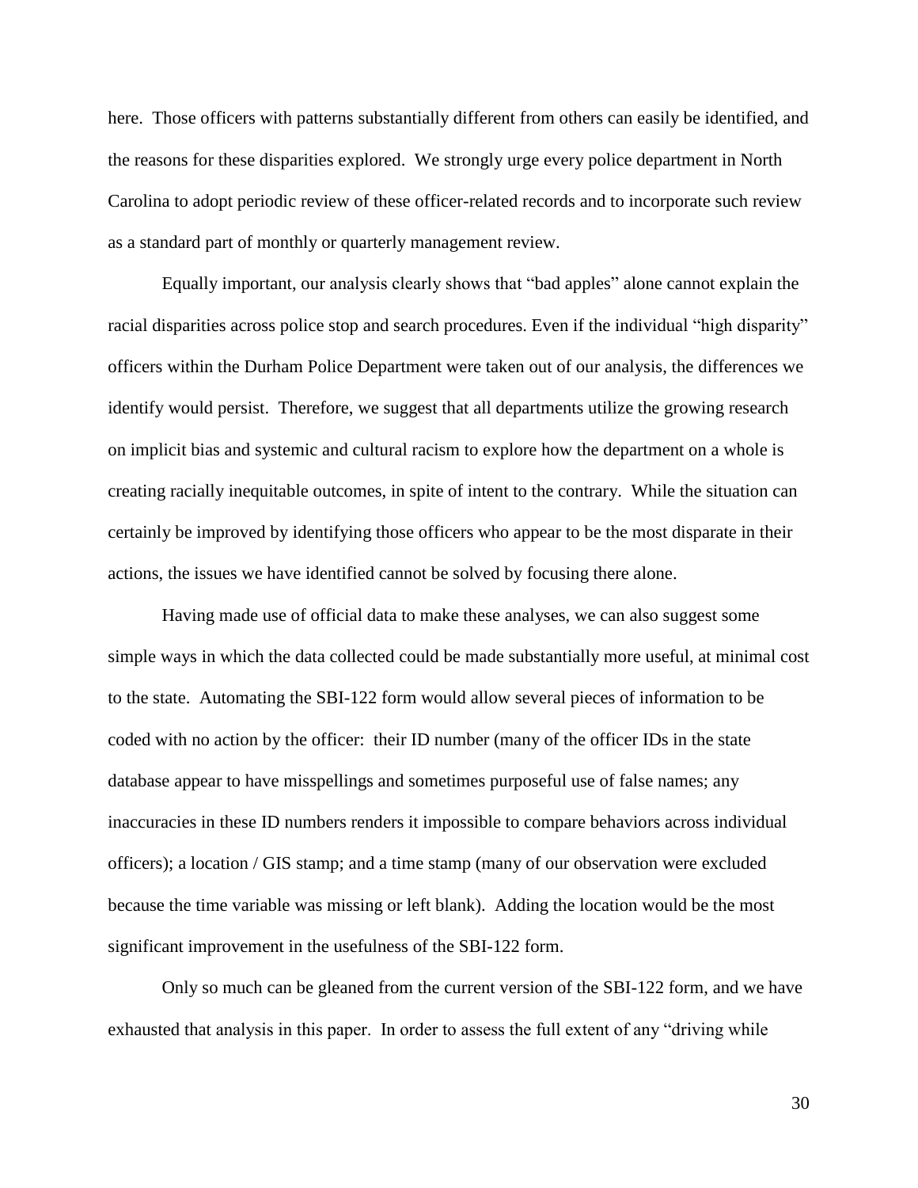here. Those officers with patterns substantially different from others can easily be identified, and the reasons for these disparities explored. We strongly urge every police department in North Carolina to adopt periodic review of these officer-related records and to incorporate such review as a standard part of monthly or quarterly management review.

Equally important, our analysis clearly shows that "bad apples" alone cannot explain the racial disparities across police stop and search procedures. Even if the individual "high disparity" officers within the Durham Police Department were taken out of our analysis, the differences we identify would persist. Therefore, we suggest that all departments utilize the growing research on implicit bias and systemic and cultural racism to explore how the department on a whole is creating racially inequitable outcomes, in spite of intent to the contrary. While the situation can certainly be improved by identifying those officers who appear to be the most disparate in their actions, the issues we have identified cannot be solved by focusing there alone.

Having made use of official data to make these analyses, we can also suggest some simple ways in which the data collected could be made substantially more useful, at minimal cost to the state. Automating the SBI-122 form would allow several pieces of information to be coded with no action by the officer: their ID number (many of the officer IDs in the state database appear to have misspellings and sometimes purposeful use of false names; any inaccuracies in these ID numbers renders it impossible to compare behaviors across individual officers); a location / GIS stamp; and a time stamp (many of our observation were excluded because the time variable was missing or left blank). Adding the location would be the most significant improvement in the usefulness of the SBI-122 form.

Only so much can be gleaned from the current version of the SBI-122 form, and we have exhausted that analysis in this paper. In order to assess the full extent of any "driving while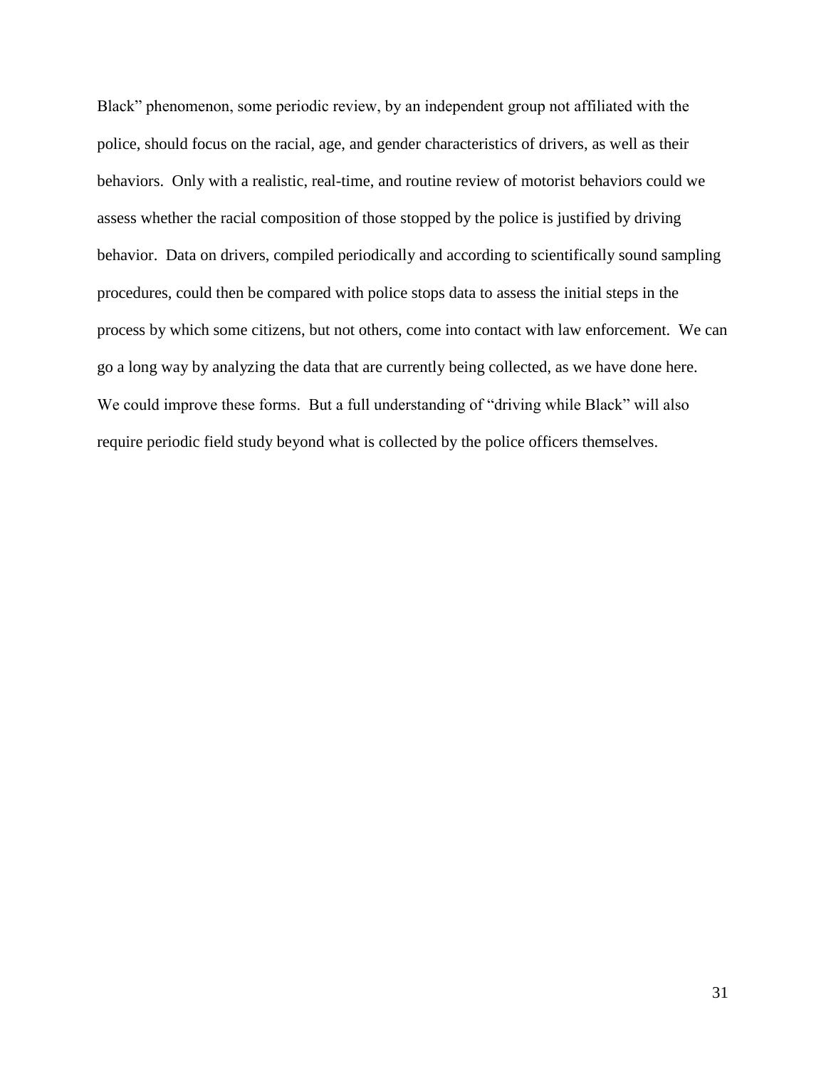Black" phenomenon, some periodic review, by an independent group not affiliated with the police, should focus on the racial, age, and gender characteristics of drivers, as well as their behaviors. Only with a realistic, real-time, and routine review of motorist behaviors could we assess whether the racial composition of those stopped by the police is justified by driving behavior. Data on drivers, compiled periodically and according to scientifically sound sampling procedures, could then be compared with police stops data to assess the initial steps in the process by which some citizens, but not others, come into contact with law enforcement. We can go a long way by analyzing the data that are currently being collected, as we have done here. We could improve these forms. But a full understanding of "driving while Black" will also require periodic field study beyond what is collected by the police officers themselves.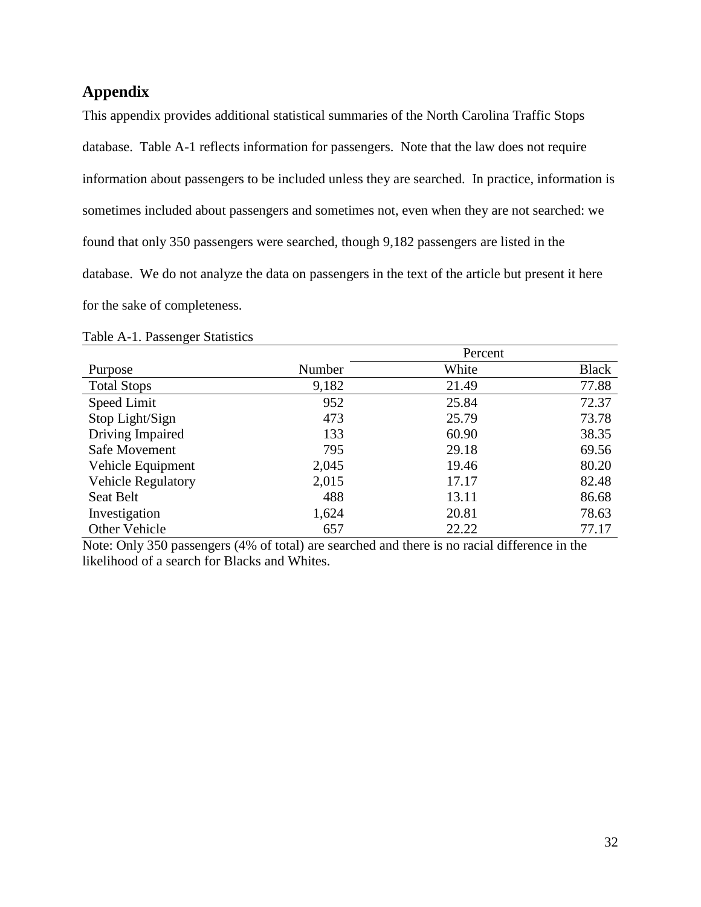## Appendix

This appendix provides additional statistical summaries of the North Carolina Traffic Stops database. Table A-1 reflects information for passengers. Note that the law does not require information about passengers to be included unless they are searched. In practice, information is sometimes included about passengers and sometimes not, even when they are not searched: we found that only 350 passengers were searched, though 9,182 passengers are listed in the database. We do not analyze the data on passengers in the text of the article but present it here for the sake of completeness.

Table A-1. Passenger Statistics

| | | Percent | |
|---|---|---|---|
| Purpose | Number | White | Black |
| Total Stops | 9,182 | 21.49 | 77.88 |
| Speed Limit | 952 | 25.84 | 72.37 |
| Stop Light/Sign | 473 | 25.79 | 73.78 |
| Driving Impaired | 133 | 60.90 | 38.35 |
| Safe Movement | 795 | 29.18 | 69.56 |
| Vehicle Equipment | 2,045 | 19.46 | 80.20 |
| Vehicle Regulatory | 2,015 | 17.17 | 82.48 |
| Seat Belt | 488 | 13.11 | 86.68 |
| Investigation | 1,624 | 20.81 | 78.63 |
| Other Vehicle | 657 | 22.22 | 77.17 |

Note: Only 350 passengers (4% of total) are searched and there is no racial difference in the likelihood of a search for Blacks and Whites.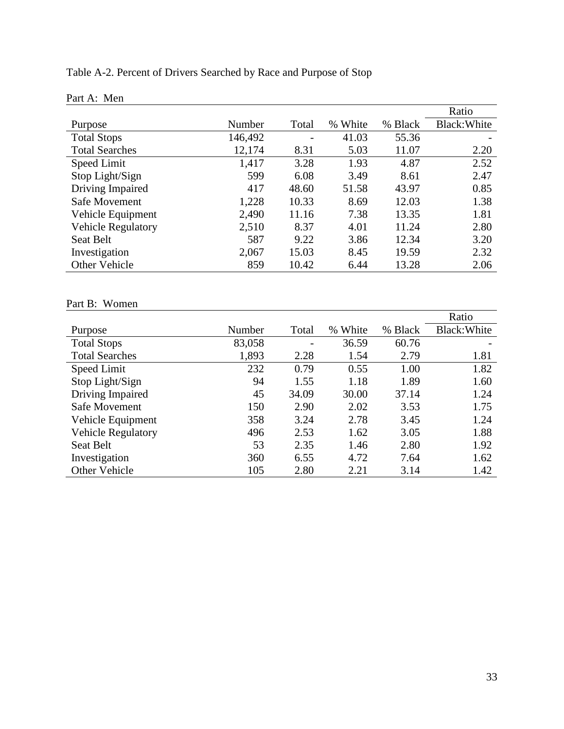Table A-2. Percent of Drivers Searched by Race and Purpose of Stop

Part A: Men

| Purpose | Number | Total | % White | % Black | Ratio Black:White |
|---|---|---|---|---|---|
| Total Stops | 146,492 | - | 41.03 | 55.36 | - |
| Total Searches | 12,174 | 8.31 | 5.03 | 11.07 | 2.20 |
| Speed Limit | 1,417 | 3.28 | 1.93 | 4.87 | 2.52 |
| Stop Light/Sign | 599 | 6.08 | 3.49 | 8.61 | 2.47 |
| Driving Impaired | 417 | 48.60 | 51.58 | 43.97 | 0.85 |
| Safe Movement | 1,228 | 10.33 | 8.69 | 12.03 | 1.38 |
| Vehicle Equipment | 2,490 | 11.16 | 7.38 | 13.35 | 1.81 |
| Vehicle Regulatory | 2,510 | 8.37 | 4.01 | 11.24 | 2.80 |
| Seat Belt | 587 | 9.22 | 3.86 | 12.34 | 3.20 |
| Investigation | 2,067 | 15.03 | 8.45 | 19.59 | 2.32 |
| Other Vehicle | 859 | 10.42 | 6.44 | 13.28 | 2.06 |

Part B: Women

| Purpose | Number | Total | % White | % Black | Ratio Black:White |
|---|---|---|---|---|---|
| Total Stops | 83,058 | - | 36.59 | 60.76 | - |
| Total Searches | 1,893 | 2.28 | 1.54 | 2.79 | 1.81 |
| Speed Limit | 232 | 0.79 | 0.55 | 1.00 | 1.82 |
| Stop Light/Sign | 94 | 1.55 | 1.18 | 1.89 | 1.60 |
| Driving Impaired | 45 | 34.09 | 30.00 | 37.14 | 1.24 |
| Safe Movement | 150 | 2.90 | 2.02 | 3.53 | 1.75 |
| Vehicle Equipment | 358 | 3.24 | 2.78 | 3.45 | 1.24 |
| Vehicle Regulatory | 496 | 2.53 | 1.62 | 3.05 | 1.88 |
| Seat Belt | 53 | 2.35 | 1.46 | 2.80 | 1.92 |
| Investigation | 360 | 6.55 | 4.72 | 7.64 | 1.62 |
| Other Vehicle | 105 | 2.80 | 2.21 | 3.14 | 1.42 |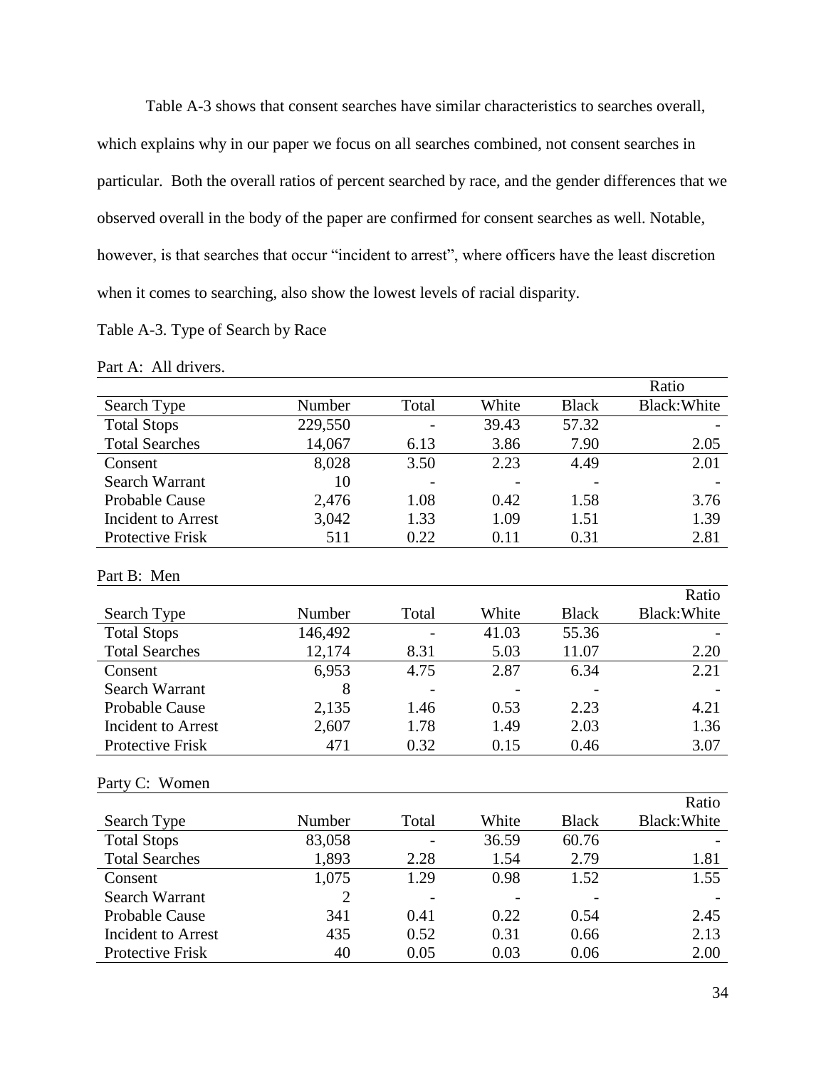Table A-3 shows that consent searches have similar characteristics to searches overall, which explains why in our paper we focus on all searches combined, not consent searches in particular. Both the overall ratios of percent searched by race, and the gender differences that we observed overall in the body of the paper are confirmed for consent searches as well. Notable, however, is that searches that occur "incident to arrest", where officers have the least discretion when it comes to searching, also show the lowest levels of racial disparity.

Table A-3. Type of Search by Race

Part A: All drivers.

| Search Type | Number | Total | White | Black | Ratio Black:White |
|---|---|---|---|---|---|
| Total Stops | 229,550 | - | 39.43 | 57.32 | - |
| Total Searches | 14,067 | 6.13 | 3.86 | 7.90 | 2.05 |
| Consent | 8,028 | 3.50 | 2.23 | 4.49 | 2.01 |
| Search Warrant | 10 | - | - | - | - |
| Probable Cause | 2,476 | 1.08 | 0.42 | 1.58 | 3.76 |
| Incident to Arrest | 3,042 | 1.33 | 1.09 | 1.51 | 1.39 |
| Protective Frisk | 511 | 0.22 | 0.11 | 0.31 | 2.81 |

Part B: Men

| Search Type | Number | Total | White | Black | Ratio Black:White |
|---|---|---|---|---|---|
| Total Stops | 146,492 | - | 41.03 | 55.36 | - |
| Total Searches | 12,174 | 8.31 | 5.03 | 11.07 | 2.20 |
| Consent | 6,953 | 4.75 | 2.87 | 6.34 | 2.21 |
| Search Warrant | 8 | - | - | - | - |
| Probable Cause | 2,135 | 1.46 | 0.53 | 2.23 | 4.21 |
| Incident to Arrest | 2,607 | 1.78 | 1.49 | 2.03 | 1.36 |
| Protective Frisk | 471 | 0.32 | 0.15 | 0.46 | 3.07 |

Party C: Women

| Search Type | Number | Total | White | Black | Ratio Black:White |
|---|---|---|---|---|---|
| Total Stops | 83,058 | - | 36.59 | 60.76 | - |
| Total Searches | 1,893 | 2.28 | 1.54 | 2.79 | 1.81 |
| Consent | 1,075 | 1.29 | 0.98 | 1.52 | 1.55 |
| Search Warrant | 2 | - | - | - | - |
| Probable Cause | 341 | 0.41 | 0.22 | 0.54 | 2.45 |
| Incident to Arrest | 435 | 0.52 | 0.31 | 0.66 | 2.13 |
| Protective Frisk | 40 | 0.05 | 0.03 | 0.06 | 2.00 |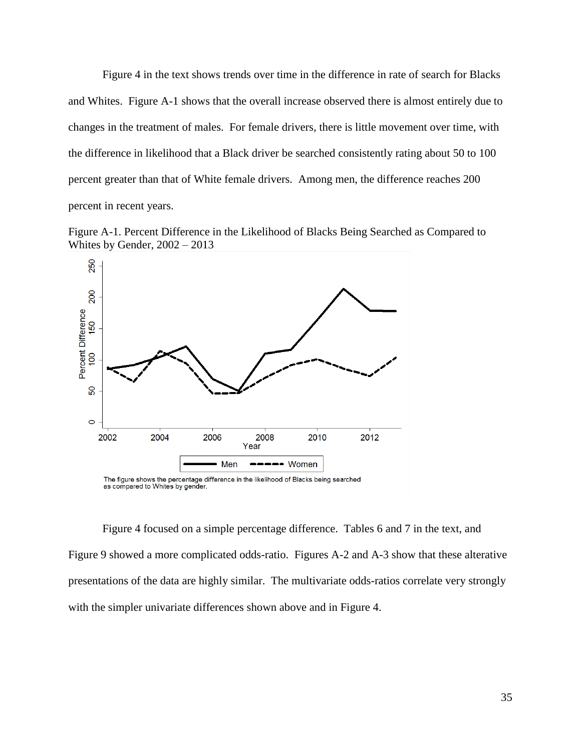Figure 4 in the text shows trends over time in the difference in rate of search for Blacks and Whites. Figure A-1 shows that the overall increase observed there is almost entirely due to changes in the treatment of males. For female drivers, there is little movement over time, with the difference in likelihood that a Black driver be searched consistently rating about 50 to 100 percent greater than that of White female drivers. Among men, the difference reaches 200 percent in recent years.

Figure A-1. Percent Difference in the Likelihood of Blacks Being Searched as Compared to Whites by Gender, 2002 – 2013

The figure shows the percentage difference in the likelihood of Blacks being searched as compared to Whites by gender.

Figure 4 focused on a simple percentage difference. Tables 6 and 7 in the text, and Figure 9 showed a more complicated odds-ratio. Figures A-2 and A-3 show that these alterative presentations of the data are highly similar. The multivariate odds-ratios correlate very strongly with the simpler univariate differences shown above and in Figure 4.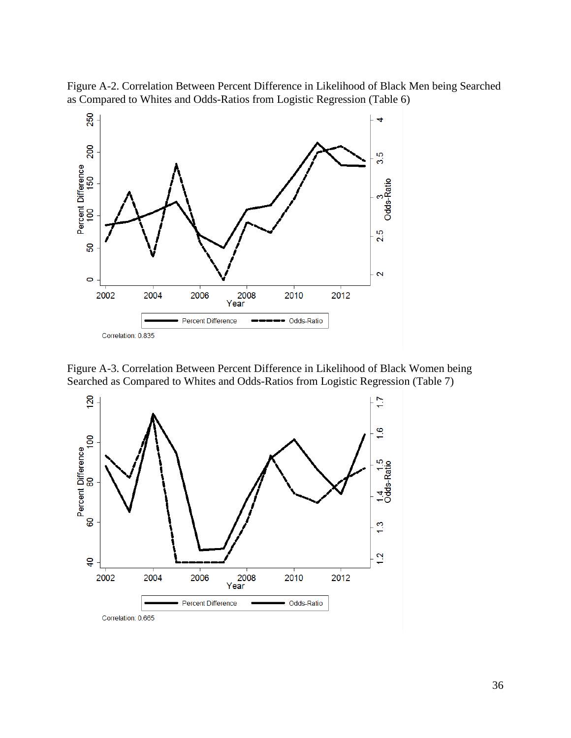Figure A-2. Correlation Between Percent Difference in Likelihood of Black Men being Searched as Compared to Whites and Odds-Ratios from Logistic Regression (Table 6)

Correlation: 0.835

Figure A-3. Correlation Between Percent Difference in Likelihood of Black Women being Searched as Compared to Whites and Odds-Ratios from Logistic Regression (Table 7)

Correlation: 0.665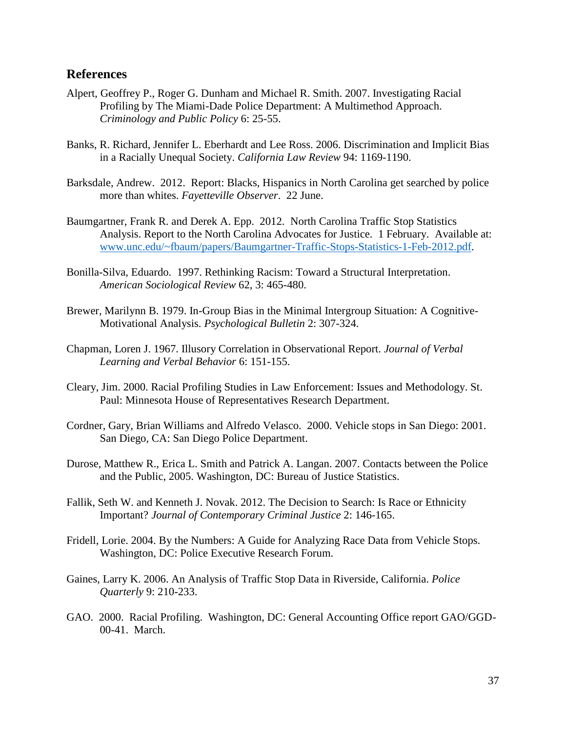## References

Alpert, Geoffrey P., Roger G. Dunham and Michael R. Smith. 2007. Investigating Racial Profiling by The Miami-Dade Police Department: A Multimethod Approach. *Criminology and Public Policy* 6: 25-55.

Banks, R. Richard, Jennifer L. Eberhardt and Lee Ross. 2006. Discrimination and Implicit Bias in a Racially Unequal Society. *California Law Review* 94: 1169-1190.

Barksdale, Andrew. 2012. Report: Blacks, Hispanics in North Carolina get searched by police more than whites. *Fayetteville Observer*. 22 June.

Baumgartner, Frank R. and Derek A. Epp. 2012. North Carolina Traffic Stop Statistics Analysis. Report to the North Carolina Advocates for Justice. 1 February. Available at: www.unc.edu/~fbaum/papers/Baumgartner-Traffic-Stops-Statistics-1-Feb-2012.pdf.

Bonilla-Silva, Eduardo. 1997. Rethinking Racism: Toward a Structural Interpretation. *American Sociological Review* 62, 3: 465-480.

Brewer, Marilynn B. 1979. In-Group Bias in the Minimal Intergroup Situation: A Cognitive-Motivational Analysis. *Psychological Bulletin* 2: 307-324.

Chapman, Loren J. 1967. Illusory Correlation in Observational Report. *Journal of Verbal Learning and Verbal Behavior* 6: 151-155.

Cleary, Jim. 2000. Racial Profiling Studies in Law Enforcement: Issues and Methodology. St. Paul: Minnesota House of Representatives Research Department.

Cordner, Gary, Brian Williams and Alfredo Velasco. 2000. Vehicle stops in San Diego: 2001. San Diego, CA: San Diego Police Department.

Durose, Matthew R., Erica L. Smith and Patrick A. Langan. 2007. Contacts between the Police and the Public, 2005. Washington, DC: Bureau of Justice Statistics.

Fallik, Seth W. and Kenneth J. Novak. 2012. The Decision to Search: Is Race or Ethnicity Important? *Journal of Contemporary Criminal Justice* 2: 146-165.

Fridell, Lorie. 2004. By the Numbers: A Guide for Analyzing Race Data from Vehicle Stops. Washington, DC: Police Executive Research Forum.

Gaines, Larry K. 2006. An Analysis of Traffic Stop Data in Riverside, California. *Police Quarterly* 9: 210-233.

GAO. 2000. Racial Profiling. Washington, DC: General Accounting Office report GAO/GGD-00-41. March.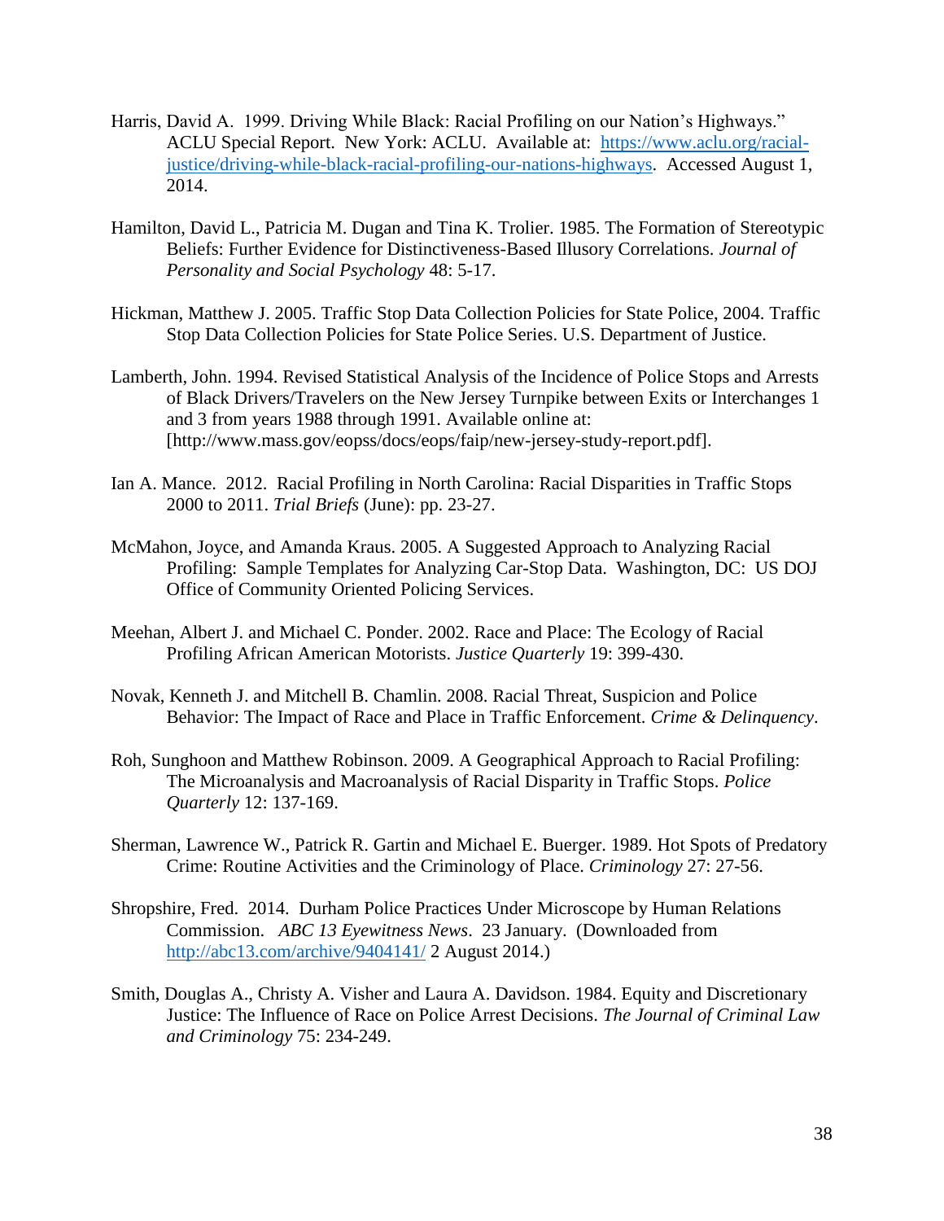Harris, David A. 1999. Driving While Black: Racial Profiling on our Nation's Highways." ACLU Special Report. New York: ACLU. Available at: [https://www.aclu.org/racial-justice/driving-while-black-racial-profiling-our-nations-highways](https://www.aclu.org/racial-justice/driving-while-black-racial-profiling-our-nations-highways). Accessed August 1, 2014.

Hamilton, David L., Patricia M. Dugan and Tina K. Trolier. 1985. The Formation of Stereotypic Beliefs: Further Evidence for Distinctiveness-Based Illusory Correlations. *Journal of Personality and Social Psychology* 48: 5-17.

Hickman, Matthew J. 2005. Traffic Stop Data Collection Policies for State Police, 2004. Traffic Stop Data Collection Policies for State Police Series. U.S. Department of Justice.

Lamberth, John. 1994. Revised Statistical Analysis of the Incidence of Police Stops and Arrests of Black Drivers/Travelers on the New Jersey Turnpike between Exits or Interchanges 1 and 3 from years 1988 through 1991. Available online at: [http://www.mass.gov/eopss/docs/eops/faip/new-jersey-study-report.pdf].

Ian A. Mance. 2012. Racial Profiling in North Carolina: Racial Disparities in Traffic Stops 2000 to 2011. *Trial Briefs* (June): pp. 23-27.

McMahon, Joyce, and Amanda Kraus. 2005. A Suggested Approach to Analyzing Racial Profiling: Sample Templates for Analyzing Car-Stop Data. Washington, DC: US DOJ Office of Community Oriented Policing Services.

Meehan, Albert J. and Michael C. Ponder. 2002. Race and Place: The Ecology of Racial Profiling African American Motorists. *Justice Quarterly* 19: 399-430.

Novak, Kenneth J. and Mitchell B. Chamlin. 2008. Racial Threat, Suspicion and Police Behavior: The Impact of Race and Place in Traffic Enforcement. *Crime & Delinquency*.

Roh, Sunghoon and Matthew Robinson. 2009. A Geographical Approach to Racial Profiling: The Microanalysis and Macroanalysis of Racial Disparity in Traffic Stops. *Police Quarterly* 12: 137-169.

Sherman, Lawrence W., Patrick R. Gartin and Michael E. Buerger. 1989. Hot Spots of Predatory Crime: Routine Activities and the Criminology of Place. *Criminology* 27: 27-56.

Shropshire, Fred. 2014. Durham Police Practices Under Microscope by Human Relations Commission. *ABC 13 Eyewitness News*. 23 January. (Downloaded from [http://abc13.com/archive/9404141/](http://abc13.com/archive/9404141/) 2 August 2014.)

Smith, Douglas A., Christy A. Visher and Laura A. Davidson. 1984. Equity and Discretionary Justice: The Influence of Race on Police Arrest Decisions. *The Journal of Criminal Law and Criminology* 75: 234-249.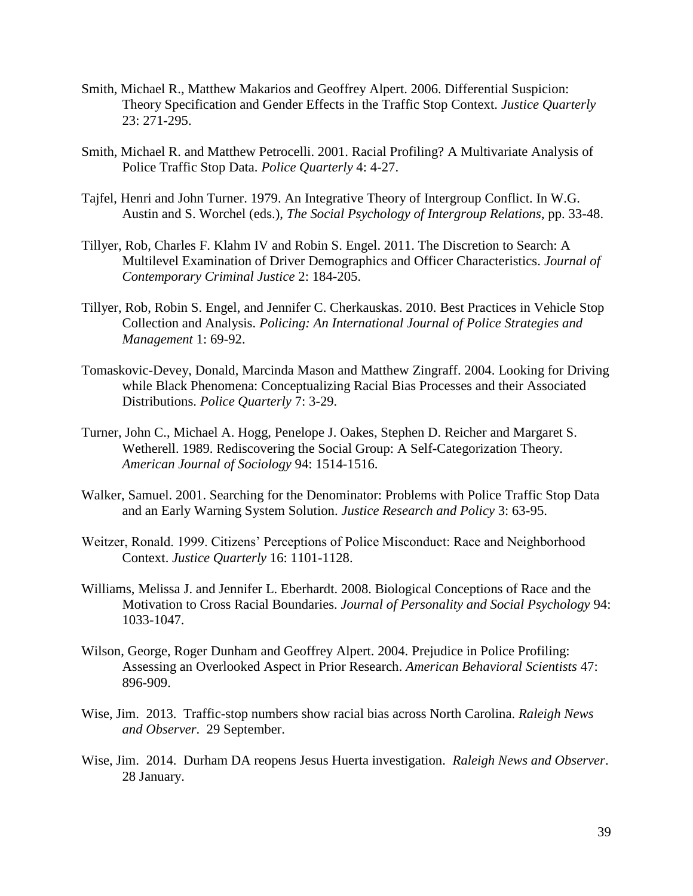Smith, Michael R., Matthew Makarios and Geoffrey Alpert. 2006. Differential Suspicion: Theory Specification and Gender Effects in the Traffic Stop Context. *Justice Quarterly* 23: 271-295.

Smith, Michael R. and Matthew Petrocelli. 2001. Racial Profiling? A Multivariate Analysis of Police Traffic Stop Data. *Police Quarterly* 4: 4-27.

Tajfel, Henri and John Turner. 1979. An Integrative Theory of Intergroup Conflict. In W.G. Austin and S. Worchel (eds.), *The Social Psychology of Intergroup Relations*, pp. 33-48.

Tillyer, Rob, Charles F. Klahm IV and Robin S. Engel. 2011. The Discretion to Search: A Multilevel Examination of Driver Demographics and Officer Characteristics. *Journal of Contemporary Criminal Justice* 2: 184-205.

Tillyer, Rob, Robin S. Engel, and Jennifer C. Cherkauskas. 2010. Best Practices in Vehicle Stop Collection and Analysis. *Policing: An International Journal of Police Strategies and Management* 1: 69-92.

Tomaskovic-Devey, Donald, Marcinda Mason and Matthew Zingraff. 2004. Looking for Driving while Black Phenomena: Conceptualizing Racial Bias Processes and their Associated Distributions. *Police Quarterly* 7: 3-29.

Turner, John C., Michael A. Hogg, Penelope J. Oakes, Stephen D. Reicher and Margaret S. Wetherell. 1989. Rediscovering the Social Group: A Self-Categorization Theory. *American Journal of Sociology* 94: 1514-1516.

Walker, Samuel. 2001. Searching for the Denominator: Problems with Police Traffic Stop Data and an Early Warning System Solution. *Justice Research and Policy* 3: 63-95.

Weitzer, Ronald. 1999. Citizens' Perceptions of Police Misconduct: Race and Neighborhood Context. *Justice Quarterly* 16: 1101-1128.

Williams, Melissa J. and Jennifer L. Eberhardt. 2008. Biological Conceptions of Race and the Motivation to Cross Racial Boundaries. *Journal of Personality and Social Psychology* 94: 1033-1047.

Wilson, George, Roger Dunham and Geoffrey Alpert. 2004. Prejudice in Police Profiling: Assessing an Overlooked Aspect in Prior Research. *American Behavioral Scientists* 47: 896-909.

Wise, Jim. 2013. Traffic-stop numbers show racial bias across North Carolina. *Raleigh News and Observer*. 29 September.

Wise, Jim. 2014. Durham DA reopens Jesus Huerta investigation. *Raleigh News and Observer*. 28 January.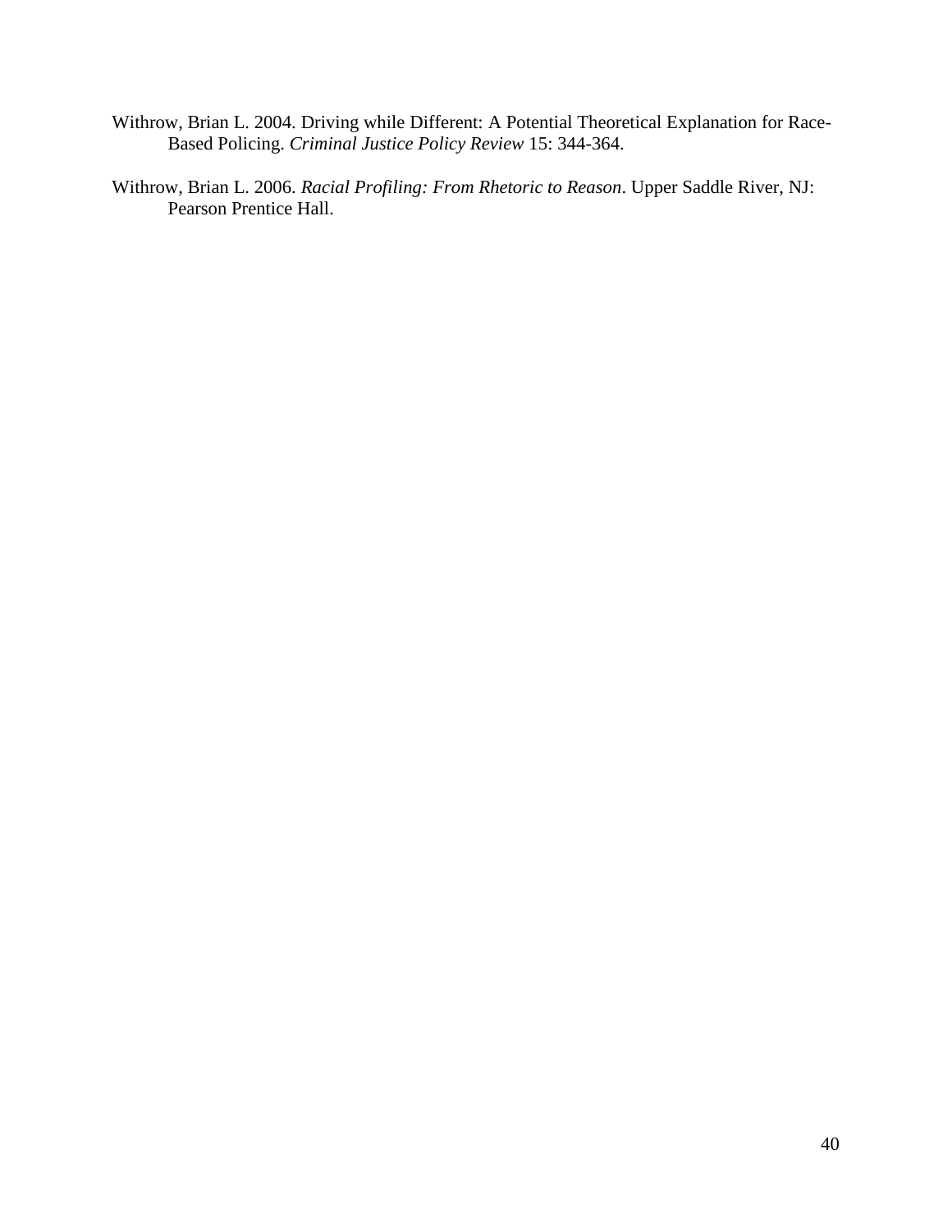Withrow, Brian L. 2004. Driving while Different: A Potential Theoretical Explanation for Race-Based Policing. *Criminal Justice Policy Review* 15: 344-364.

Withrow, Brian L. 2006. *Racial Profiling: From Rhetoric to Reason*. Upper Saddle River, NJ: Pearson Prentice Hall.